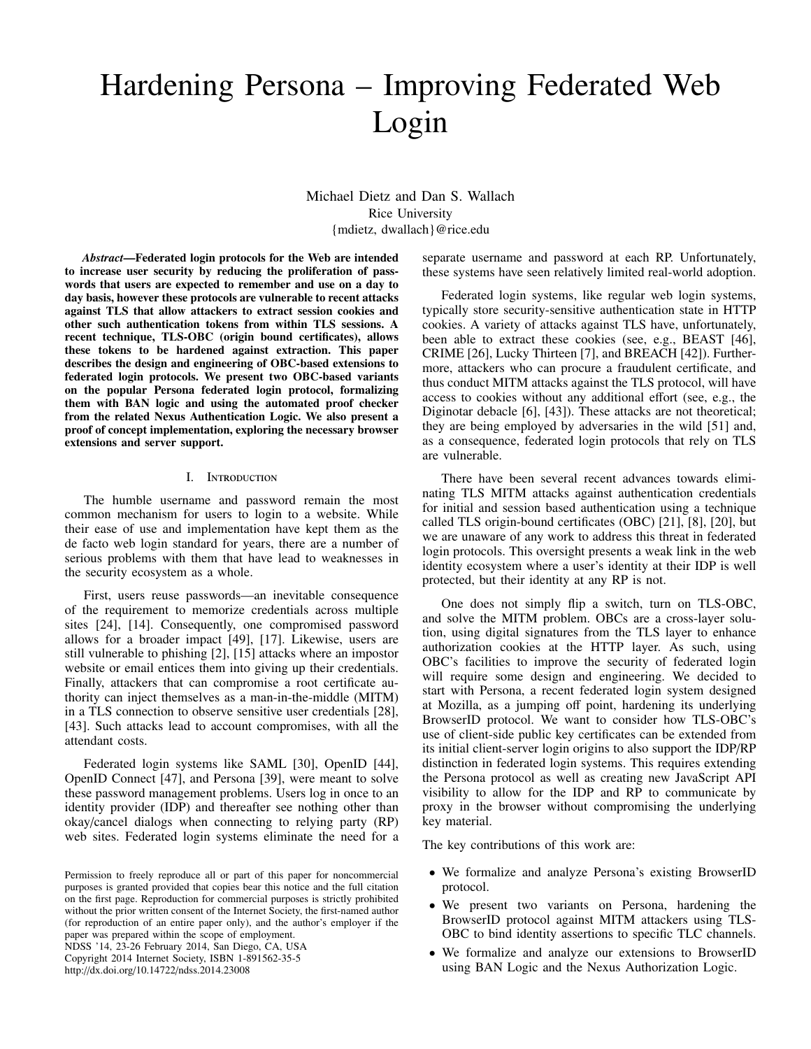# Hardening Persona – Improving Federated Web Login

Michael Dietz and Dan S. Wallach
Rice University
{mdietz, dwallach}@rice.edu

***Abstract*—Federated login protocols for the Web are intended to increase user security by reducing the proliferation of passwords that users are expected to remember and use on a day to day basis, however these protocols are vulnerable to recent attacks against TLS that allow attackers to extract session cookies and other such authentication tokens from within TLS sessions. A recent technique, TLS-OBC (origin bound certificates), allows these tokens to be hardened against extraction. This paper describes the design and engineering of OBC-based extensions to federated login protocols. We present two OBC-based variants on the popular Persona federated login protocol, formalizing them with BAN logic and using the automated proof checker from the related Nexus Authentication Logic. We also present a proof of concept implementation, exploring the necessary browser extensions and server support.**

## I. Introduction

The humble username and password remain the most common mechanism for users to login to a website. While their ease of use and implementation have kept them as the de facto web login standard for years, there are a number of serious problems with them that have lead to weaknesses in the security ecosystem as a whole.

First, users reuse passwords—an inevitable consequence of the requirement to memorize credentials across multiple sites [24], [14]. Consequently, one compromised password allows for a broader impact [49], [17]. Likewise, users are still vulnerable to phishing [2], [15] attacks where an impostor website or email entices them into giving up their credentials. Finally, attackers that can compromise a root certificate authority can inject themselves as a man-in-the-middle (MITM) in a TLS connection to observe sensitive user credentials [28], [43]. Such attacks lead to account compromises, with all the attendant costs.

Federated login systems like SAML [30], OpenID [44], OpenID Connect [47], and Persona [39], were meant to solve these password management problems. Users log in once to an identity provider (IDP) and thereafter see nothing other than okay/cancel dialogs when connecting to relying party (RP) web sites. Federated login systems eliminate the need for a separate username and password at each RP. Unfortunately, these systems have seen relatively limited real-world adoption.

Federated login systems, like regular web login systems, typically store security-sensitive authentication state in HTTP cookies. A variety of attacks against TLS have, unfortunately, been able to extract these cookies (see, e.g., BEAST [46], CRIME [26], Lucky Thirteen [7], and BREACH [42]). Furthermore, attackers who can procure a fraudulent certificate, and thus conduct MITM attacks against the TLS protocol, will have access to cookies without any additional effort (see, e.g., the Diginotar debacle [6], [43]). These attacks are not theoretical; they are being employed by adversaries in the wild [51] and, as a consequence, federated login protocols that rely on TLS are vulnerable.

There have been several recent advances towards eliminating TLS MITM attacks against authentication credentials for initial and session based authentication using a technique called TLS origin-bound certificates (OBC) [21], [8], [20], but we are unaware of any work to address this threat in federated login protocols. This oversight presents a weak link in the web identity ecosystem where a user's identity at their IDP is well protected, but their identity at any RP is not.

One does not simply flip a switch, turn on TLS-OBC, and solve the MITM problem. OBCs are a cross-layer solution, using digital signatures from the TLS layer to enhance authorization cookies at the HTTP layer. As such, using OBC's facilities to improve the security of federated login will require some design and engineering. We decided to start with Persona, a recent federated login system designed at Mozilla, as a jumping off point, hardening its underlying BrowserID protocol. We want to consider how TLS-OBC's use of client-side public key certificates can be extended from its initial client-server login origins to also support the IDP/RP distinction in federated login systems. This requires extending the Persona protocol as well as creating new JavaScript API visibility to allow for the IDP and RP to communicate by proxy in the browser without compromising the underlying key material.

The key contributions of this work are:

- We formalize and analyze Persona's existing BrowserID protocol.
- We present two variants on Persona, hardening the BrowserID protocol against MITM attackers using TLS-OBC to bind identity assertions to specific TLC channels.
- We formalize and analyze our extensions to BrowserID using BAN Logic and the Nexus Authorization Logic.

Permission to freely reproduce all or part of this paper for noncommercial purposes is granted provided that copies bear this notice and the full citation on the first page. Reproduction for commercial purposes is strictly prohibited without the prior written consent of the Internet Society, the first-named author (for reproduction of an entire paper only), and the author's employer if the paper was prepared within the scope of employment.
NDSS '14, 23-26 February 2014, San Diego, CA, USA
Copyright 2014 Internet Society, ISBN 1-891562-35-5
http://dx.doi.org/10.14722/ndss.2014.23008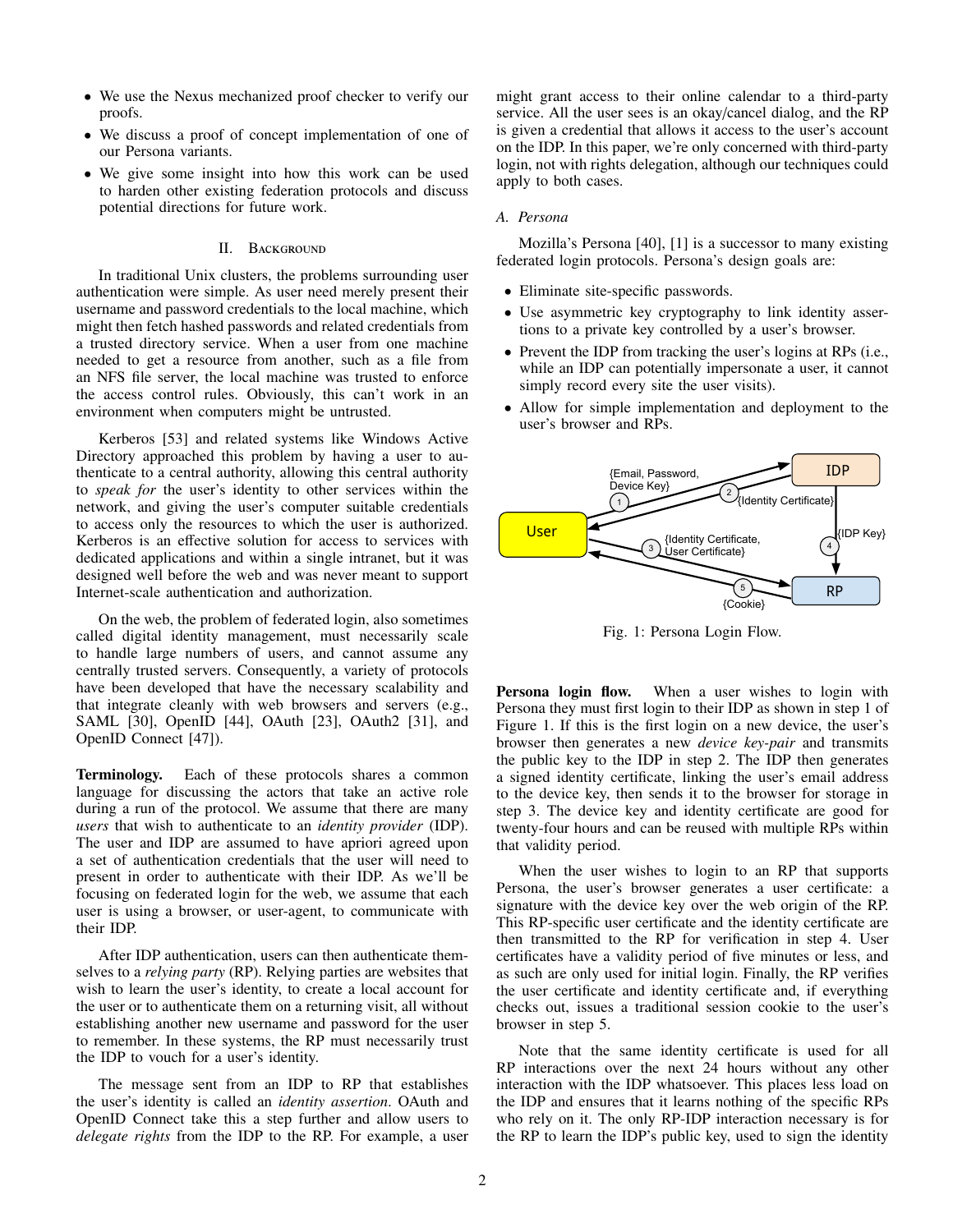- We use the Nexus mechanized proof checker to verify our proofs.
- We discuss a proof of concept implementation of one of our Persona variants.
- We give some insight into how this work can be used to harden other existing federation protocols and discuss potential directions for future work.

## II. Background

In traditional Unix clusters, the problems surrounding user authentication were simple. As user need merely present their username and password credentials to the local machine, which might then fetch hashed passwords and related credentials from a trusted directory service. When a user from one machine needed to get a resource from another, such as a file from an NFS file server, the local machine was trusted to enforce the access control rules. Obviously, this can't work in an environment when computers might be untrusted.

Kerberos [53] and related systems like Windows Active Directory approached this problem by having a user to authenticate to a central authority, allowing this central authority to *speak for* the user's identity to other services within the network, and giving the user's computer suitable credentials to access only the resources to which the user is authorized. Kerberos is an effective solution for access to services with dedicated applications and within a single intranet, but it was designed well before the web and was never meant to support Internet-scale authentication and authorization.

On the web, the problem of federated login, also sometimes called digital identity management, must necessarily scale to handle large numbers of users, and cannot assume any centrally trusted servers. Consequently, a variety of protocols have been developed that have the necessary scalability and that integrate cleanly with web browsers and servers (e.g., SAML [30], OpenID [44], OAuth [23], OAuth2 [31], and OpenID Connect [47]).

**Terminology.** Each of these protocols shares a common language for discussing the actors that take an active role during a run of the protocol. We assume that there are many *users* that wish to authenticate to an *identity provider* (IDP). The user and IDP are assumed to have apriori agreed upon a set of authentication credentials that the user will need to present in order to authenticate with their IDP. As we'll be focusing on federated login for the web, we assume that each user is using a browser, or user-agent, to communicate with their IDP.

After IDP authentication, users can then authenticate themselves to a *relying party* (RP). Relying parties are websites that wish to learn the user's identity, to create a local account for the user or to authenticate them on a returning visit, all without establishing another new username and password for the user to remember. In these systems, the RP must necessarily trust the IDP to vouch for a user's identity.

The message sent from an IDP to RP that establishes the user's identity is called an *identity assertion*. OAuth and OpenID Connect take this a step further and allow users to *delegate rights* from the IDP to the RP. For example, a user might grant access to their online calendar to a third-party service. All the user sees is an okay/cancel dialog, and the RP is given a credential that allows it access to the user's account on the IDP. In this paper, we're only concerned with third-party login, not with rights delegation, although our techniques could apply to both cases.

### A. Persona

Mozilla's Persona [40], [1] is a successor to many existing federated login protocols. Persona's design goals are:

- Eliminate site-specific passwords.
- Use asymmetric key cryptography to link identity assertions to a private key controlled by a user's browser.
- Prevent the IDP from tracking the user's logins at RPs (i.e., while an IDP can potentially impersonate a user, it cannot simply record every site the user visits).
- Allow for simple implementation and deployment to the user's browser and RPs.

Fig. 1: Persona Login Flow.

**Persona login flow.** When a user wishes to login with Persona they must first login to their IDP as shown in step 1 of Figure 1. If this is the first login on a new device, the user's browser then generates a new *device key-pair* and transmits the public key to the IDP in step 2. The IDP then generates a signed identity certificate, linking the user's email address to the device key, then sends it to the browser for storage in step 3. The device key and identity certificate are good for twenty-four hours and can be reused with multiple RPs within that validity period.

When the user wishes to login to an RP that supports Persona, the user's browser generates a user certificate: a signature with the device key over the web origin of the RP. This RP-specific user certificate and the identity certificate are then transmitted to the RP for verification in step 4. User certificates have a validity period of five minutes or less, and as such are only used for initial login. Finally, the RP verifies the user certificate and identity certificate and, if everything checks out, issues a traditional session cookie to the user's browser in step 5.

Note that the same identity certificate is used for all RP interactions over the next 24 hours without any other interaction with the IDP whatsoever. This places less load on the IDP and ensures that it learns nothing of the specific RPs who rely on it. The only RP-IDP interaction necessary is for the RP to learn the IDP's public key, used to sign the identity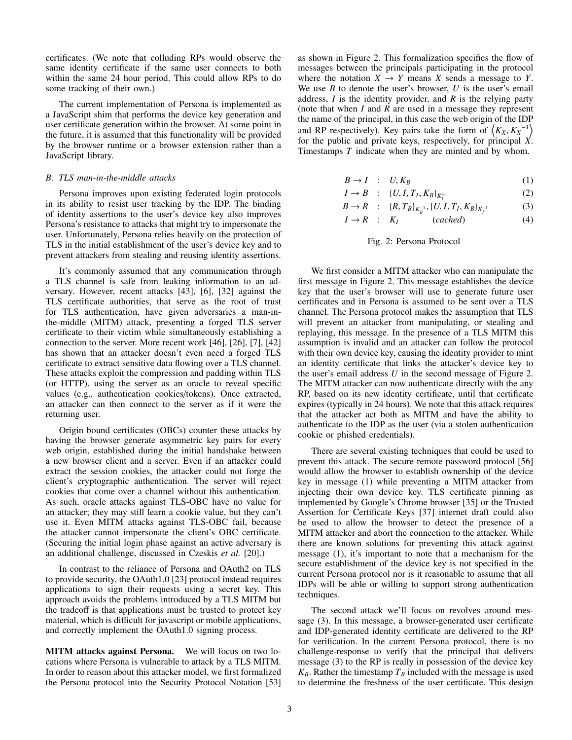certificates. (We note that colluding RPs would observe the same identity certificate if the same user connects to both within the same 24 hour period. This could allow RPs to do some tracking of their own.)

The current implementation of Persona is implemented as a JavaScript shim that performs the device key generation and user certificate generation within the browser. At some point in the future, it is assumed that this functionality will be provided by the browser runtime or a browser extension rather than a JavaScript library.

### *B. TLS man-in-the-middle attacks*

Persona improves upon existing federated login protocols in its ability to resist user tracking by the IDP. The binding of identity assertions to the user's device key also improves Persona's resistance to attacks that might try to impersonate the user. Unfortunately, Persona relies heavily on the protection of TLS in the initial establishment of the user's device key and to prevent attackers from stealing and reusing identity assertions.

It's commonly assumed that any communication through a TLS channel is safe from leaking information to an adversary. However, recent attacks [43], [6], [32] against the TLS certificate authorities, that serve as the root of trust for TLS authentication, have given adversaries a man-in-the-middle (MITM) attack, presenting a forged TLS server certificate to their victim while simultaneously establishing a connection to the server. More recent work [46], [26], [7], [42] has shown that an attacker doesn't even need a forged TLS certificate to extract sensitive data flowing over a TLS channel. These attacks exploit the compression and padding within TLS (or HTTP), using the server as an oracle to reveal specific values (e.g., authentication cookies/tokens). Once extracted, an attacker can then connect to the server as if it were the returning user.

Origin bound certificates (OBCs) counter these attacks by having the browser generate asymmetric key pairs for every web origin, established during the initial handshake between a new browser client and a server. Even if an attacker could extract the session cookies, the attacker could not forge the client's cryptographic authentication. The server will reject cookies that come over a channel without this authentication. As such, oracle attacks against TLS-OBC have no value for an attacker; they may still learn a cookie value, but they can't use it. Even MITM attacks against TLS-OBC fail, because the attacker cannot impersonate the client's OBC certificate. (Securing the initial login phase against an active adversary is an additional challenge, discussed in Czeskis *et al.* [20].)

In contrast to the reliance of Persona and OAuth2 on TLS to provide security, the OAuth1.0 [23] protocol instead requires applications to sign their requests using a secret key. This approach avoids the problems introduced by a TLS MITM but the tradeoff is that applications must be trusted to protect key material, which is difficult for javascript or mobile applications, and correctly implement the OAuth1.0 signing process.

**MITM attacks against Persona.** We will focus on two locations where Persona is vulnerable to attack by a TLS MITM. In order to reason about this attacker model, we first formalized the Persona protocol into the Security Protocol Notation [53] as shown in Figure 2. This formalization specifies the flow of messages between the principals participating in the protocol where the notation $X \rightarrow Y$ means $X$ sends a message to $Y$. We use $B$ to denote the user's browser, $U$ is the user's email address, $I$ is the identity provider, and $R$ is the relying party (note that when $I$ and $R$ are used in a message they represent the name of the principal, in this case the web origin of the IDP and RP respectively). Key pairs take the form of $\langle K_X, {K_X}^{-1} \rangle$ for the public and private keys, respectively, for principal $X$. Timestamps $T$ indicate when they are minted and by whom.

$$B \rightarrow I \quad : \quad U, K_B \tag{1}$$

$$I \rightarrow B \quad : \quad \{U, I, T_I, K_B\}_{K_I^{-1}} \tag{2}$$

$$B \rightarrow R \quad : \quad \{R, T_B\}_{K_B^{-1}}, \{U, I, T_I, K_B\}_{K_I^{-1}} \tag{3}$$

$$I \rightarrow R \quad : \quad K_I \qquad (cached) \tag{4}$$

Fig. 2: Persona Protocol

We first consider a MITM attacker who can manipulate the first message in Figure 2. This message establishes the device key that the user's browser will use to generate future user certificates and in Persona is assumed to be sent over a TLS channel. The Persona protocol makes the assumption that TLS will prevent an attacker from manipulating, or stealing and replaying, this message. In the presence of a TLS MITM this assumption is invalid and an attacker can follow the protocol with their own device key, causing the identity provider to mint an identity certificate that links the attacker's device key to the user's email address $U$ in the second message of Figure 2. The MITM attacker can now authenticate directly with the any RP, based on its new identity certificate, until that certificate expires (typically in 24 hours). We note that this attack requires that the attacker act both as MITM and have the ability to authenticate to the IDP as the user (via a stolen authentication cookie or phished credentials).

There are several existing techniques that could be used to prevent this attack. The secure remote password protocol [56] would allow the browser to establish ownership of the device key in message (1) while preventing a MITM attacker from injecting their own device key. TLS certificate pinning as implemented by Google's Chrome browser [35] or the Trusted Assertion for Certificate Keys [37] internet draft could also be used to allow the browser to detect the presence of a MITM attacker and abort the connection to the attacker. While there are known solutions for preventing this attack against message (1), it's important to note that a mechanism for the secure establishment of the device key is not specified in the current Persona protocol nor is it reasonable to assume that all IDPs will be able or willing to support strong authentication techniques.

The second attack we'll focus on revolves around message (3). In this message, a browser-generated user certificate and IDP-generated identity certificate are delivered to the RP for verification. In the current Persona protocol, there is no challenge-response to verify that the principal that delivers message (3) to the RP is really in possession of the device key $K_B$. Rather the timestamp $T_B$ included with the message is used to determine the freshness of the user certificate. This design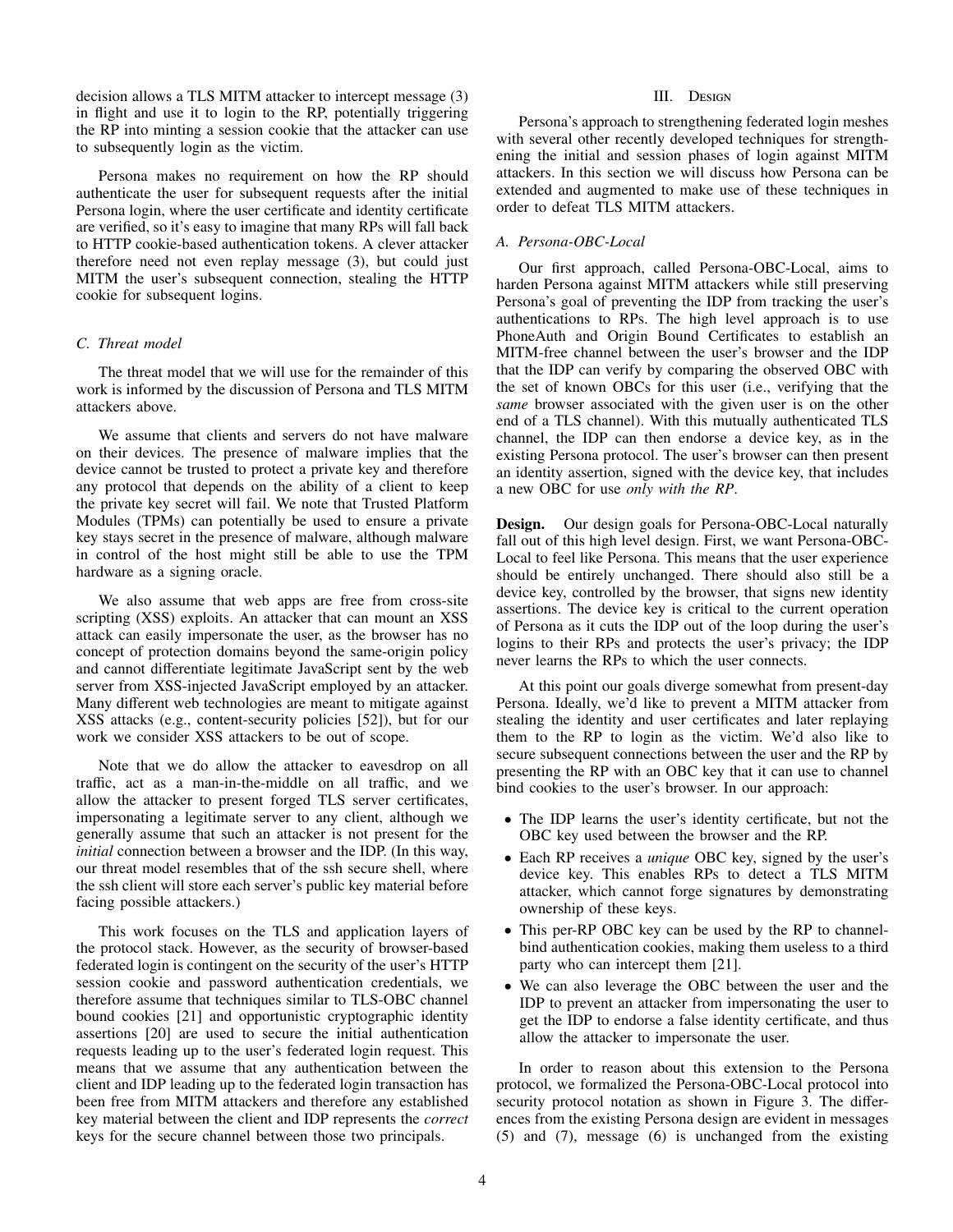decision allows a TLS MITM attacker to intercept message (3) in flight and use it to login to the RP, potentially triggering the RP into minting a session cookie that the attacker can use to subsequently login as the victim.

Persona makes no requirement on how the RP should authenticate the user for subsequent requests after the initial Persona login, where the user certificate and identity certificate are verified, so it's easy to imagine that many RPs will fall back to HTTP cookie-based authentication tokens. A clever attacker therefore need not even replay message (3), but could just MITM the user's subsequent connection, stealing the HTTP cookie for subsequent logins.

### C. Threat model

The threat model that we will use for the remainder of this work is informed by the discussion of Persona and TLS MITM attackers above.

We assume that clients and servers do not have malware on their devices. The presence of malware implies that the device cannot be trusted to protect a private key and therefore any protocol that depends on the ability of a client to keep the private key secret will fail. We note that Trusted Platform Modules (TPMs) can potentially be used to ensure a private key stays secret in the presence of malware, although malware in control of the host might still be able to use the TPM hardware as a signing oracle.

We also assume that web apps are free from cross-site scripting (XSS) exploits. An attacker that can mount an XSS attack can easily impersonate the user, as the browser has no concept of protection domains beyond the same-origin policy and cannot differentiate legitimate JavaScript sent by the web server from XSS-injected JavaScript employed by an attacker. Many different web technologies are meant to mitigate against XSS attacks (e.g., content-security policies [52]), but for our work we consider XSS attackers to be out of scope.

Note that we do allow the attacker to eavesdrop on all traffic, act as a man-in-the-middle on all traffic, and we allow the attacker to present forged TLS server certificates, impersonating a legitimate server to any client, although we generally assume that such an attacker is not present for the *initial* connection between a browser and the IDP. (In this way, our threat model resembles that of the ssh secure shell, where the ssh client will store each server's public key material before facing possible attackers.)

This work focuses on the TLS and application layers of the protocol stack. However, as the security of browser-based federated login is contingent on the security of the user's HTTP session cookie and password authentication credentials, we therefore assume that techniques similar to TLS-OBC channel bound cookies [21] and opportunistic cryptographic identity assertions [20] are used to secure the initial authentication requests leading up to the user's federated login request. This means that we assume that any authentication between the client and IDP leading up to the federated login transaction has been free from MITM attackers and therefore any established key material between the client and IDP represents the *correct* keys for the secure channel between those two principals.

## III. Design

Persona's approach to strengthening federated login meshes with several other recently developed techniques for strengthening the initial and session phases of login against MITM attackers. In this section we will discuss how Persona can be extended and augmented to make use of these techniques in order to defeat TLS MITM attackers.

### A. Persona-OBC-Local

Our first approach, called Persona-OBC-Local, aims to harden Persona against MITM attackers while still preserving Persona's goal of preventing the IDP from tracking the user's authentications to RPs. The high level approach is to use PhoneAuth and Origin Bound Certificates to establish an MITM-free channel between the user's browser and the IDP that the IDP can verify by comparing the observed OBC with the set of known OBCs for this user (i.e., verifying that the *same* browser associated with the given user is on the other end of a TLS channel). With this mutually authenticated TLS channel, the IDP can then endorse a device key, as in the existing Persona protocol. The user's browser can then present an identity assertion, signed with the device key, that includes a new OBC for use *only with the RP*.

**Design.** Our design goals for Persona-OBC-Local naturally fall out of this high level design. First, we want Persona-OBC-Local to feel like Persona. This means that the user experience should be entirely unchanged. There should also still be a device key, controlled by the browser, that signs new identity assertions. The device key is critical to the current operation of Persona as it cuts the IDP out of the loop during the user's logins to their RPs and protects the user's privacy; the IDP never learns the RPs to which the user connects.

At this point our goals diverge somewhat from present-day Persona. Ideally, we'd like to prevent a MITM attacker from stealing the identity and user certificates and later replaying them to the RP to login as the victim. We'd also like to secure subsequent connections between the user and the RP by presenting the RP with an OBC key that it can use to channel bind cookies to the user's browser. In our approach:

- The IDP learns the user's identity certificate, but not the OBC key used between the browser and the RP.
- Each RP receives a *unique* OBC key, signed by the user's device key. This enables RPs to detect a TLS MITM attacker, which cannot forge signatures by demonstrating ownership of these keys.
- This per-RP OBC key can be used by the RP to channel-bind authentication cookies, making them useless to a third party who can intercept them [21].
- We can also leverage the OBC between the user and the IDP to prevent an attacker from impersonating the user to get the IDP to endorse a false identity certificate, and thus allow the attacker to impersonate the user.

In order to reason about this extension to the Persona protocol, we formalized the Persona-OBC-Local protocol into security protocol notation as shown in Figure 3. The differences from the existing Persona design are evident in messages (5) and (7), message (6) is unchanged from the existing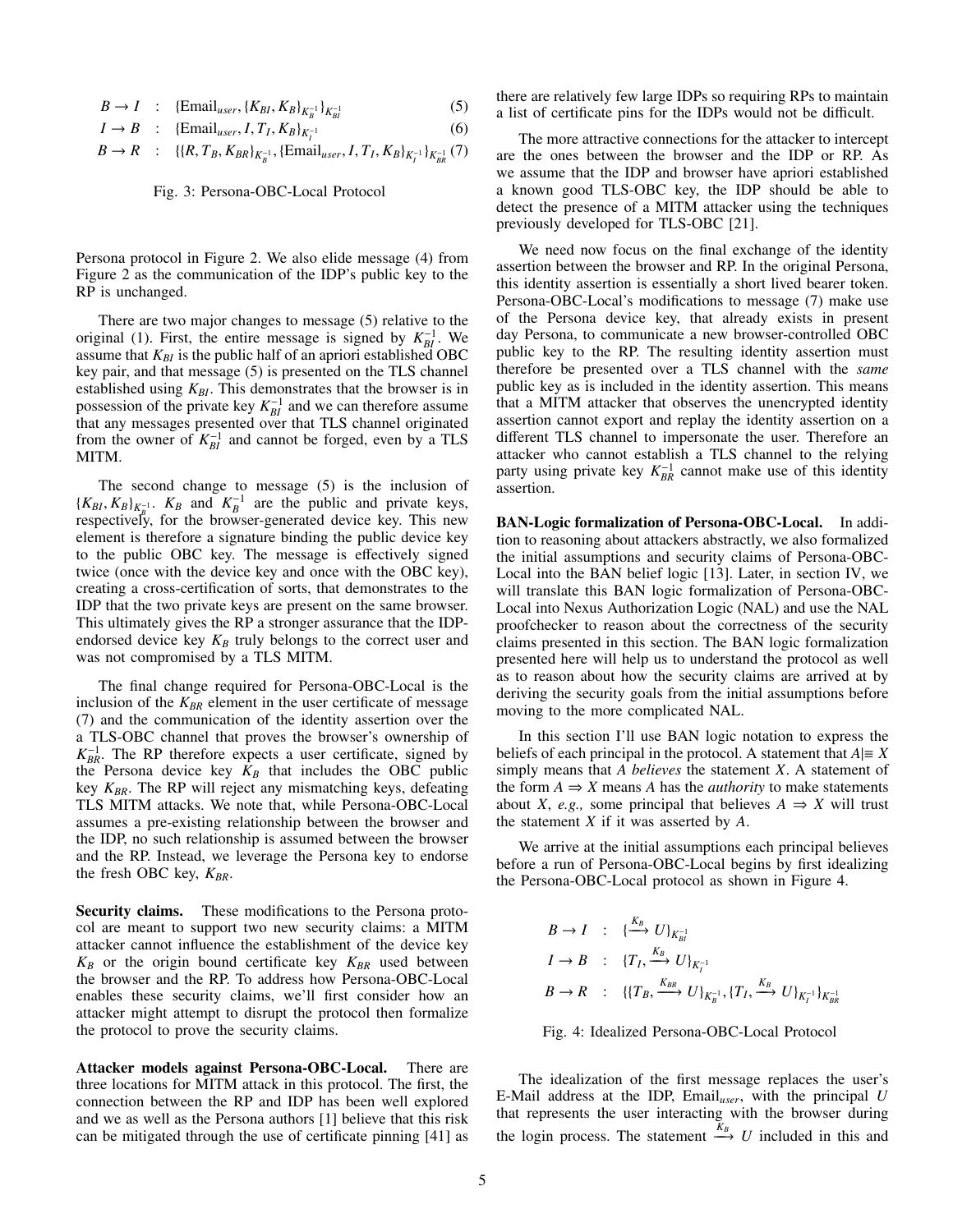$$B \rightarrow I \quad : \quad \{\text{Email}_{user}, \{K_{BI}, K_B\}_{K_B^{-1}}\}_{K_{BI}^{-1}} \tag{5}$$

$$I \rightarrow B \quad : \quad \{\text{Email}_{user}, I, T_I, K_B\}_{K_I^{-1}} \tag{6}$$

$$B \rightarrow R \quad : \quad \{\{R, T_B, K_{BR}\}_{K_B^{-1}}, \{\text{Email}_{user}, I, T_I, K_B\}_{K_I^{-1}}\}_{K_{BR}^{-1}} \tag{7}$$

Fig. 3: Persona-OBC-Local Protocol

Persona protocol in Figure 2. We also elide message (4) from Figure 2 as the communication of the IDP's public key to the RP is unchanged.

There are two major changes to message (5) relative to the original (1). First, the entire message is signed by $K_{BI}^{-1}$. We assume that $K_{BI}$ is the public half of an apriori established OBC key pair, and that message (5) is presented on the TLS channel established using $K_{BI}$. This demonstrates that the browser is in possession of the private key $K_{BI}^{-1}$ and we can therefore assume that any messages presented over that TLS channel originated from the owner of $K_{BI}^{-1}$ and cannot be forged, even by a TLS MITM.

The second change to message (5) is the inclusion of $\{K_{BI}, K_B\}_{K_B^{-1}}$. $K_B$ and $K_B^{-1}$ are the public and private keys, respectively, for the browser-generated device key. This new element is therefore a signature binding the public device key to the public OBC key. The message is effectively signed twice (once with the device key and once with the OBC key), creating a cross-certification of sorts, that demonstrates to the IDP that the two private keys are present on the same browser. This ultimately gives the RP a stronger assurance that the IDP-endorsed device key $K_B$ truly belongs to the correct user and was not compromised by a TLS MITM.

The final change required for Persona-OBC-Local is the inclusion of the $K_{BR}$ element in the user certificate of message (7) and the communication of the identity assertion over the a TLS-OBC channel that proves the browser's ownership of $K_{BR}^{-1}$. The RP therefore expects a user certificate, signed by the Persona device key $K_B$ that includes the OBC public key $K_{BR}$. The RP will reject any mismatching keys, defeating TLS MITM attacks. We note that, while Persona-OBC-Local assumes a pre-existing relationship between the browser and the IDP, no such relationship is assumed between the browser and the RP. Instead, we leverage the Persona key to endorse the fresh OBC key, $K_{BR}$.

**Security claims.** These modifications to the Persona protocol are meant to support two new security claims: a MITM attacker cannot influence the establishment of the device key $K_B$ or the origin bound certificate key $K_{BR}$ used between the browser and the RP. To address how Persona-OBC-Local enables these security claims, we'll first consider how an attacker might attempt to disrupt the protocol then formalize the protocol to prove the security claims.

**Attacker models against Persona-OBC-Local.** There are three locations for MITM attack in this protocol. The first, the connection between the RP and IDP has been well explored and we as well as the Persona authors [1] believe that this risk can be mitigated through the use of certificate pinning [41] as there are relatively few large IDPs so requiring RPs to maintain a list of certificate pins for the IDPs would not be difficult.

The more attractive connections for the attacker to intercept are the ones between the browser and the IDP or RP. As we assume that the IDP and browser have apriori established a known good TLS-OBC key, the IDP should be able to detect the presence of a MITM attacker using the techniques previously developed for TLS-OBC [21].

We need now focus on the final exchange of the identity assertion between the browser and RP. In the original Persona, this identity assertion is essentially a short lived bearer token. Persona-OBC-Local's modifications to message (7) make use of the Persona device key, that already exists in present day Persona, to communicate a new browser-controlled OBC public key to the RP. The resulting identity assertion must therefore be presented over a TLS channel with the *same* public key as is included in the identity assertion. This means that a MITM attacker that observes the unencrypted identity assertion cannot export and replay the identity assertion on a different TLS channel to impersonate the user. Therefore an attacker who cannot establish a TLS channel to the relying party using private key $K_{BR}^{-1}$ cannot make use of this identity assertion.

**BAN-Logic formalization of Persona-OBC-Local.** In addition to reasoning about attackers abstractly, we also formalized the initial assumptions and security claims of Persona-OBC-Local into the BAN belief logic [13]. Later, in section IV, we will translate this BAN logic formalization of Persona-OBC-Local into Nexus Authorization Logic (NAL) and use the NAL proofchecker to reason about the correctness of the security claims presented in this section. The BAN logic formalization presented here will help us to understand the protocol as well as to reason about how the security claims are arrived at by deriving the security goals from the initial assumptions before moving to the more complicated NAL.

In this section I'll use BAN logic notation to express the beliefs of each principal in the protocol. A statement that $A| \equiv X$ simply means that $A$ *believes* the statement $X$. A statement of the form $A \Rightarrow X$ means $A$ has the *authority* to make statements about $X$, *e.g.,* some principal that believes $A \Rightarrow X$ will trust the statement $X$ if it was asserted by $A$.

We arrive at the initial assumptions each principal believes before a run of Persona-OBC-Local begins by first idealizing the Persona-OBC-Local protocol as shown in Figure 4.

$$B \rightarrow I \quad : \quad \{\xrightarrow{K_B} U\}_{K_{BI}^{-1}}$$

$$I \rightarrow B \quad : \quad \{T_I, \xrightarrow{K_B} U\}_{K_I^{-1}}$$

$$B \rightarrow R \quad : \quad \{\{T_B, \xrightarrow{K_{BR}} U\}_{K_B^{-1}}, \{T_I, \xrightarrow{K_B} U\}_{K_I^{-1}}\}_{K_{BR}^{-1}}$$

Fig. 4: Idealized Persona-OBC-Local Protocol

The idealization of the first message replaces the user's E-Mail address at the IDP, $\text{Email}_{user}$, with the principal $U$ that represents the user interacting with the browser during the login process. The statement $\xrightarrow{K_B} U$ included in this and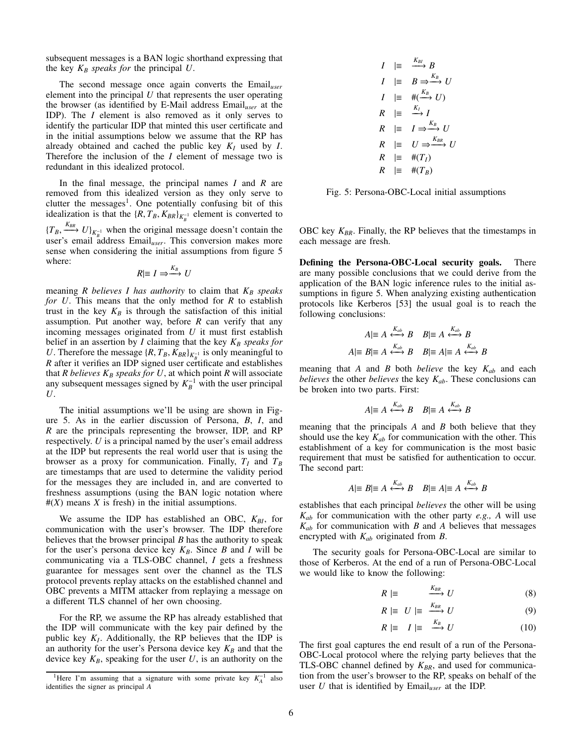subsequent messages is a BAN logic shorthand expressing that the key $K_B$ *speaks for* the principal $U$.

The second message once again converts the $\text{Email}_{user}$ element into the principal $U$ that represents the user operating the browser (as identified by E-Mail address $\text{Email}_{user}$ at the IDP). The $I$ element is also removed as it only serves to identify the particular IDP that minted this user certificate and in the initial assumptions below we assume that the RP has already obtained and cached the public key $K_I$ used by $I$. Therefore the inclusion of the $I$ element of message two is redundant in this idealized protocol.

In the final message, the principal names $I$ and $R$ are removed from this idealized version as they only serve to clutter the messages[1]. One potentially confusing bit of this idealization is that the $\{R, T_B, K_{BR}\}_{K_B^{-1}}$ element is converted to $\{T_B, \xrightarrow{K_{BR}} U\}_{K_B^{-1}}$ when the original message doesn't contain the user's email address $\text{Email}_{user}$. This conversion makes more sense when considering the initial assumptions from figure 5 where:

$$R| \equiv I \Rightarrow \xrightarrow{K_B} U$$

meaning $R$ *believes* $I$ *has authority* to claim that $K_B$ *speaks for* $U$. This means that the only method for $R$ to establish trust in the key $K_B$ is through the satisfaction of this initial assumption. Put another way, before $R$ can verify that any incoming messages originated from $U$ it must first establish belief in an assertion by $I$ claiming that the key $K_B$ *speaks for* $U$. Therefore the message $\{R, T_B, K_{BR}\}_{K_B^{-1}}$ is only meaningful to $R$ after it verifies an IDP signed user certificate and establishes that $R$ *believes* $K_B$ *speaks for* $U$, at which point $R$ will associate any subsequent messages signed by $K_B^{-1}$ with the user principal $U$.

The initial assumptions we'll be using are shown in Figure 5. As in the earlier discussion of Persona, $B$, $I$, and $R$ are the principals representing the browser, IDP, and RP respectively. $U$ is a principal named by the user's email address at the IDP but represents the real world user that is using the browser as a proxy for communication. Finally, $T_I$ and $T_B$ are timestamps that are used to determine the validity period for the messages they are included in, and are converted to freshness assumptions (using the BAN logic notation where $\#(X)$ means $X$ is fresh) in the initial assumptions.

We assume the IDP has established an OBC, $K_{BI}$, for communication with the user's browser. The IDP therefore believes that the browser principal $B$ has the authority to speak for the user's persona device key $K_B$. Since $B$ and $I$ will be communicating via a TLS-OBC channel, $I$ gets a freshness guarantee for messages sent over the channel as the TLS protocol prevents replay attacks on the established channel and OBC prevents a MITM attacker from replaying a message on a different TLS channel of her own choosing.

For the RP, we assume the RP has already established that the IDP will communicate with the key pair defined by the public key $K_I$. Additionally, the RP believes that the IDP is an authority for the user's Persona device key $K_B$ and that the device key $K_B$, speaking for the user $U$, is an authority on the OBC key $K_{BR}$. Finally, the RP believes that the timestamps in each message are fresh.

$$
\begin{aligned}
I &\mid\equiv \xrightarrow{K_{BI}} B \\
I &\mid\equiv B \Rightarrow \xrightarrow{K_B} U \\
I &\mid\equiv \#(\xrightarrow{K_B} U) \\
R &\mid\equiv \xrightarrow{K_I} I \\
R &\mid\equiv I \Rightarrow \xrightarrow{K_B} U \\
R &\mid\equiv U \Rightarrow \xrightarrow{K_{BR}} U \\
R &\mid\equiv \#(T_I) \\
R &\mid\equiv \#(T_B)
\end{aligned}
$$

Fig. 5: Persona-OBC-Local initial assumptions

**Defining the Persona-OBC-Local security goals.** There are many possible conclusions that we could derive from the application of the BAN logic inference rules to the initial assumptions in figure 5. When analyzing existing authentication protocols like Kerberos [53] the usual goal is to reach the following conclusions:

$$A| \equiv A \xleftrightarrow{K_{ab}} B \quad B| \equiv A \xleftrightarrow{K_{ab}} B$$
$$A| \equiv B| \equiv A \xleftrightarrow{K_{ab}} B \quad B| \equiv A| \equiv A \xleftrightarrow{K_{ab}} B$$

meaning that $A$ and $B$ both *believe* the key $K_{ab}$ and each *believes* the other *believes* the key $K_{ab}$. These conclusions can be broken into two parts. First:

$$A| \equiv A \xleftrightarrow{K_{ab}} B \quad B| \equiv A \xleftrightarrow{K_{ab}} B$$

meaning that the principals $A$ and $B$ both believe that they should use the key $K_{ab}$ for communication with the other. This establishment of a key for communication is the most basic requirement that must be satisfied for authentication to occur. The second part:

$$A| \equiv B| \equiv A \xleftrightarrow{K_{ab}} B \quad B| \equiv A| \equiv A \xleftrightarrow{K_{ab}} B$$

establishes that each principal *believes* the other will be using $K_{ab}$ for communication with the other party *e.g.,* $A$ will use $K_{ab}$ for communication with $B$ and $A$ believes that messages encrypted with $K_{ab}$ originated from $B$.

The security goals for Persona-OBC-Local are similar to those of Kerberos. At the end of a run of Persona-OBC-Local we would like to know the following:

$$R \mid\equiv \xrightarrow{K_{BR}} U \tag{8}$$

$$R \mid\equiv U \mid\equiv \xrightarrow{K_{BR}} U \tag{9}$$

$$R \mid\equiv I \mid\equiv \xrightarrow{K_B} U \tag{10}$$

The first goal captures the end result of a run of the Persona-OBC-Local protocol where the relying party believes that the TLS-OBC channel defined by $K_{BR}$, and used for communication from the user's browser to the RP, speaks on behalf of the user $U$ that is identified by $\text{Email}_{user}$ at the IDP.

[1]Here I'm assuming that a signature with some private key $K_A^{-1}$ also identifies the signer as principal $A$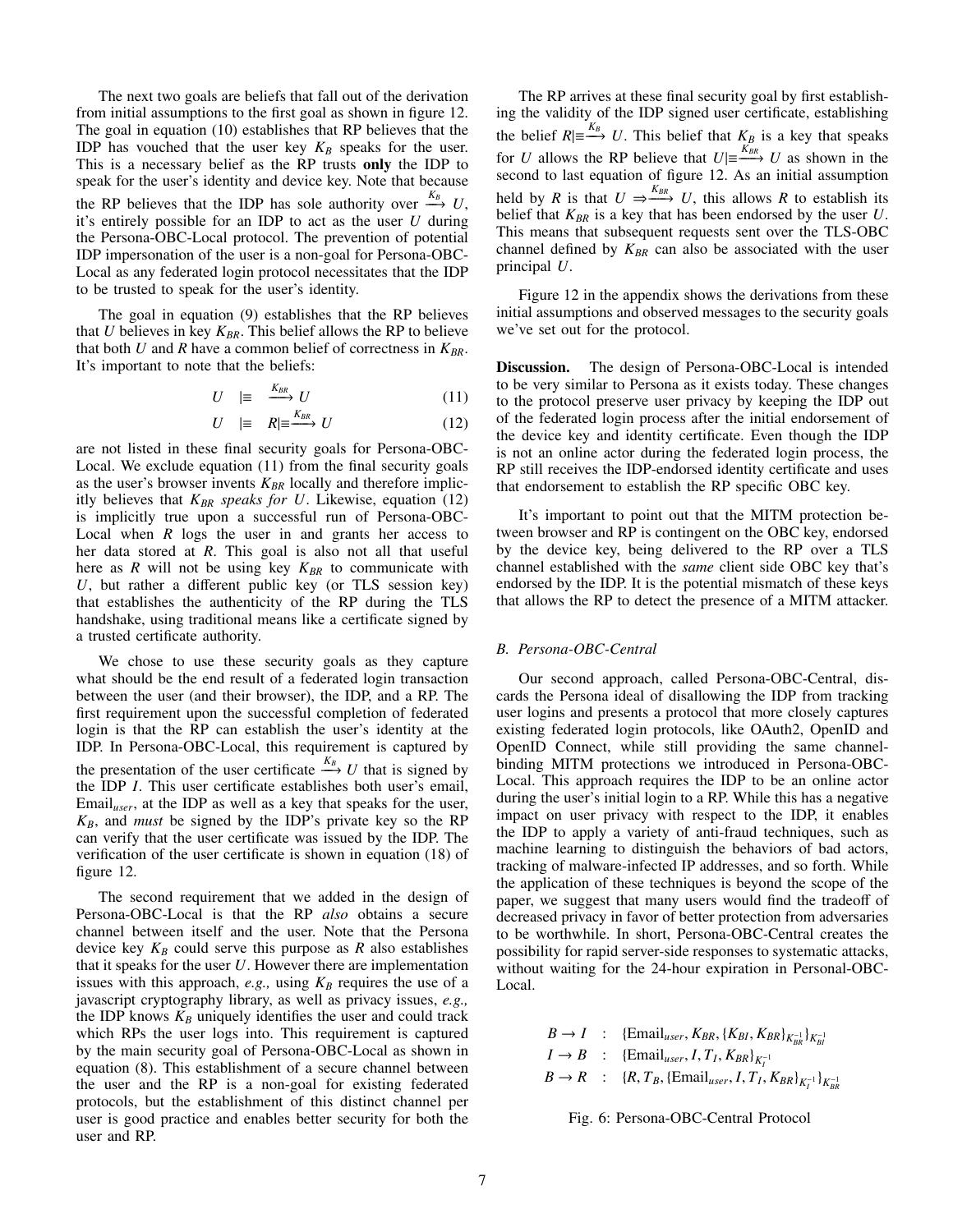The next two goals are beliefs that fall out of the derivation from initial assumptions to the first goal as shown in figure 12. The goal in equation (10) establishes that RP believes that the IDP has vouched that the user key $K_B$ speaks for the user. This is a necessary belief as the RP trusts **only** the IDP to speak for the user's identity and device key. Note that because the RP believes that the IDP has sole authority over $\xrightarrow{K_B} U$, it's entirely possible for an IDP to act as the user $U$ during the Persona-OBC-Local protocol. The prevention of potential IDP impersonation of the user is a non-goal for Persona-OBC-Local as any federated login protocol necessitates that the IDP to be trusted to speak for the user's identity.

The goal in equation (9) establishes that the RP believes that $U$ believes in key $K_{BR}$. This belief allows the RP to believe that both $U$ and $R$ have a common belief of correctness in $K_{BR}$. It's important to note that the beliefs:

$$U \quad |\equiv \quad \xrightarrow{K_{BR}} U \tag{11}$$

$$U \quad |\equiv \quad R|\equiv \xrightarrow{K_{BR}} U \tag{12}$$

are not listed in these final security goals for Persona-OBC-Local. We exclude equation (11) from the final security goals as the user's browser invents $K_{BR}$ locally and therefore implicitly believes that $K_{BR}$ *speaks for* $U$. Likewise, equation (12) is implicitly true upon a successful run of Persona-OBC-Local when $R$ logs the user in and grants her access to her data stored at $R$. This goal is also not all that useful here as $R$ will not be using key $K_{BR}$ to communicate with $U$, but rather a different public key (or TLS session key) that establishes the authenticity of the RP during the TLS handshake, using traditional means like a certificate signed by a trusted certificate authority.

We chose to use these security goals as they capture what should be the end result of a federated login transaction between the user (and their browser), the IDP, and a RP. The first requirement upon the successful completion of federated login is that the RP can establish the user's identity at the IDP. In Persona-OBC-Local, this requirement is captured by the presentation of the user certificate $\xrightarrow{K_B} U$ that is signed by the IDP $I$. This user certificate establishes both user's email, $\text{Email}_{user}$, at the IDP as well as a key that speaks for the user, $K_B$, and *must* be signed by the IDP's private key so the RP can verify that the user certificate was issued by the IDP. The verification of the user certificate is shown in equation (18) of figure 12.

The second requirement that we added in the design of Persona-OBC-Local is that the RP *also* obtains a secure channel between itself and the user. Note that the Persona device key $K_B$ could serve this purpose as $R$ also establishes that it speaks for the user $U$. However there are implementation issues with this approach, *e.g.,* using $K_B$ requires the use of a javascript cryptography library, as well as privacy issues, *e.g.,* the IDP knows $K_B$ uniquely identifies the user and could track which RPs the user logs into. This requirement is captured by the main security goal of Persona-OBC-Local as shown in equation (8). This establishment of a secure channel between the user and the RP is a non-goal for existing federated protocols, but the establishment of this distinct channel per user is good practice and enables better security for both the user and RP.

The RP arrives at these final security goal by first establishing the validity of the IDP signed user certificate, establishing the belief $R|\equiv \xrightarrow{K_B} U$. This belief that $K_B$ is a key that speaks for $U$ allows the RP believe that $U|\equiv \xrightarrow{K_{BR}} U$ as shown in the second to last equation of figure 12. As an initial assumption held by $R$ is that $U \Rightarrow \xrightarrow{K_{BR}} U$, this allows $R$ to establish its belief that $K_{BR}$ is a key that has been endorsed by the user $U$. This means that subsequent requests sent over the TLS-OBC channel defined by $K_{BR}$ can also be associated with the user principal $U$.

Figure 12 in the appendix shows the derivations from these initial assumptions and observed messages to the security goals we've set out for the protocol.

**Discussion.** The design of Persona-OBC-Local is intended to be very similar to Persona as it exists today. These changes to the protocol preserve user privacy by keeping the IDP out of the federated login process after the initial endorsement of the device key and identity certificate. Even though the IDP is not an online actor during the federated login process, the RP still receives the IDP-endorsed identity certificate and uses that endorsement to establish the RP specific OBC key.

It's important to point out that the MITM protection between browser and RP is contingent on the OBC key, endorsed by the device key, being delivered to the RP over a TLS channel established with the *same* client side OBC key that's endorsed by the IDP. It is the potential mismatch of these keys that allows the RP to detect the presence of a MITM attacker.

### B. Persona-OBC-Central

Our second approach, called Persona-OBC-Central, discards the Persona ideal of disallowing the IDP from tracking user logins and presents a protocol that more closely captures existing federated login protocols, like OAuth2, OpenID and OpenID Connect, while still providing the same channel-binding MITM protections we introduced in Persona-OBC-Local. This approach requires the IDP to be an online actor during the user's initial login to a RP. While this has a negative impact on user privacy with respect to the IDP, it enables the IDP to apply a variety of anti-fraud techniques, such as machine learning to distinguish the behaviors of bad actors, tracking of malware-infected IP addresses, and so forth. While the application of these techniques is beyond the scope of the paper, we suggest that many users would find the tradeoff of decreased privacy in favor of better protection from adversaries to be worthwhile. In short, Persona-OBC-Central creates the possibility for rapid server-side responses to systematic attacks, without waiting for the 24-hour expiration in Personal-OBC-Local.

$$
\begin{aligned}
B \to I \quad &: \quad \{\text{Email}_{user}, K_{BR}, \{K_{BI}, K_{BR}\}_{K_{BR}^{-1}}\}_{K_{BI}^{-1}} \\
I \to B \quad &: \quad \{\text{Email}_{user}, I, T_I, K_{BR}\}_{K_I^{-1}} \\
B \to R \quad &: \quad \{R, T_B, \{\text{Email}_{user}, I, T_I, K_{BR}\}_{K_I^{-1}}\}_{K_{BR}^{-1}}
\end{aligned}
$$

Fig. 6: Persona-OBC-Central Protocol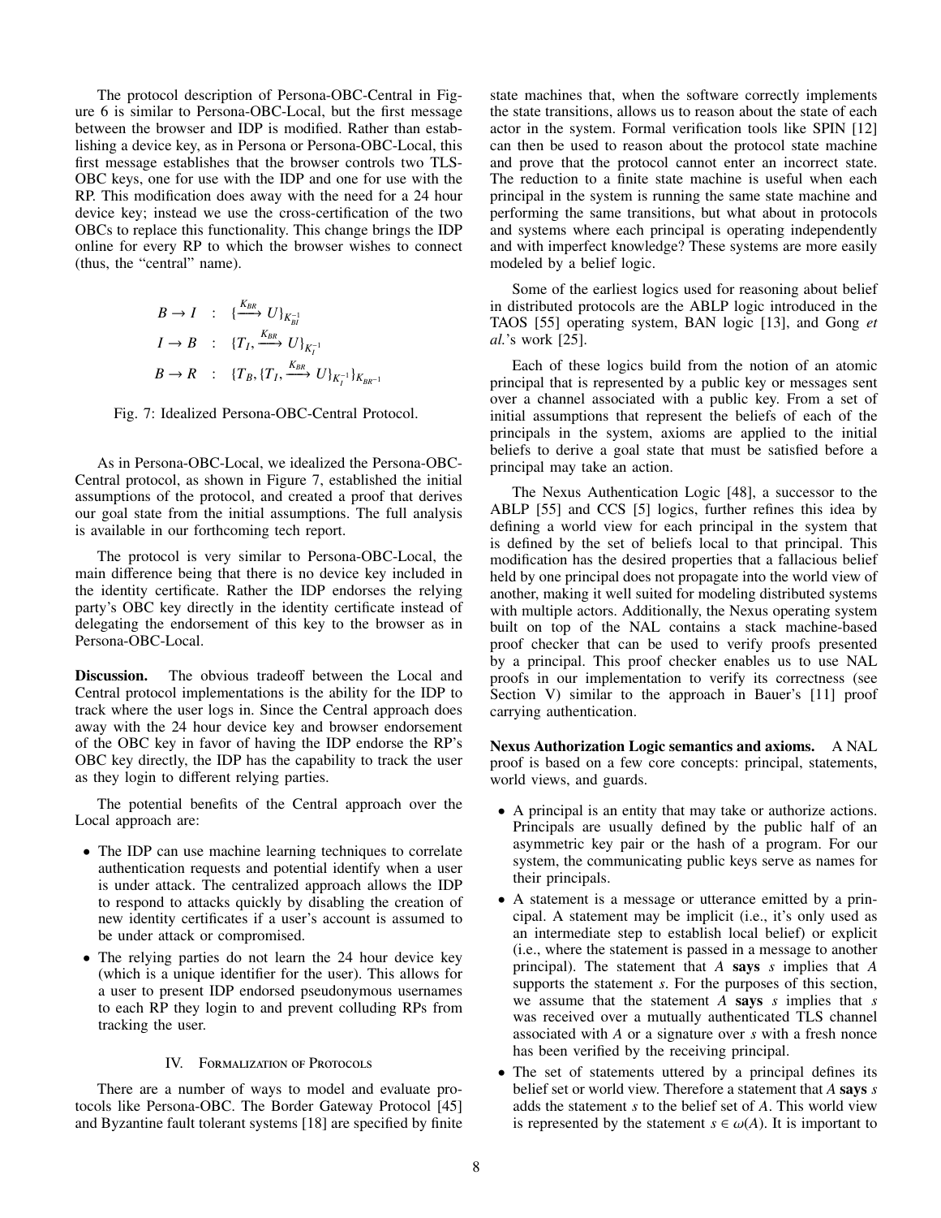The protocol description of Persona-OBC-Central in Figure 6 is similar to Persona-OBC-Local, but the first message between the browser and IDP is modified. Rather than establishing a device key, as in Persona or Persona-OBC-Local, this first message establishes that the browser controls two TLS-OBC keys, one for use with the IDP and one for use with the RP. This modification does away with the need for a 24 hour device key; instead we use the cross-certification of the two OBCs to replace this functionality. This change brings the IDP online for every RP to which the browser wishes to connect (thus, the "central" name).

$$
\begin{aligned}
B \rightarrow I &: \{\xrightarrow{K_{BR}} U\}_{K_{BI}^{-1}} \\
I \rightarrow B &: \{T_I, \xrightarrow{K_{BR}} U\}_{K_I^{-1}} \\
B \rightarrow R &: \{T_B, \{T_I, \xrightarrow{K_{BR}} U\}_{K_I^{-1}}\}_{K_{BR^{-1}}}
\end{aligned}
$$

Fig. 7: Idealized Persona-OBC-Central Protocol.

As in Persona-OBC-Local, we idealized the Persona-OBC-Central protocol, as shown in Figure 7, established the initial assumptions of the protocol, and created a proof that derives our goal state from the initial assumptions. The full analysis is available in our forthcoming tech report.

The protocol is very similar to Persona-OBC-Local, the main difference being that there is no device key included in the identity certificate. Rather the IDP endorses the relying party's OBC key directly in the identity certificate instead of delegating the endorsement of this key to the browser as in Persona-OBC-Local.

**Discussion.** The obvious tradeoff between the Local and Central protocol implementations is the ability for the IDP to track where the user logs in. Since the Central approach does away with the 24 hour device key and browser endorsement of the OBC key in favor of having the IDP endorse the RP's OBC key directly, the IDP has the capability to track the user as they login to different relying parties.

The potential benefits of the Central approach over the Local approach are:

- The IDP can use machine learning techniques to correlate authentication requests and potential identify when a user is under attack. The centralized approach allows the IDP to respond to attacks quickly by disabling the creation of new identity certificates if a user's account is assumed to be under attack or compromised.
- The relying parties do not learn the 24 hour device key (which is a unique identifier for the user). This allows for a user to present IDP endorsed pseudonymous usernames to each RP they login to and prevent colluding RPs from tracking the user.

## IV. Formalization of Protocols

There are a number of ways to model and evaluate protocols like Persona-OBC. The Border Gateway Protocol [45] and Byzantine fault tolerant systems [18] are specified by finite state machines that, when the software correctly implements the state transitions, allows us to reason about the state of each actor in the system. Formal verification tools like SPIN [12] can then be used to reason about the protocol state machine and prove that the protocol cannot enter an incorrect state. The reduction to a finite state machine is useful when each principal in the system is running the same state machine and performing the same transitions, but what about in protocols and systems where each principal is operating independently and with imperfect knowledge? These systems are more easily modeled by a belief logic.

Some of the earliest logics used for reasoning about belief in distributed protocols are the ABLP logic introduced in the TAOS [55] operating system, BAN logic [13], and Gong *et al.*'s work [25].

Each of these logics build from the notion of an atomic principal that is represented by a public key or messages sent over a channel associated with a public key. From a set of initial assumptions that represent the beliefs of each of the principals in the system, axioms are applied to the initial beliefs to derive a goal state that must be satisfied before a principal may take an action.

The Nexus Authentication Logic [48], a successor to the ABLP [55] and CCS [5] logics, further refines this idea by defining a world view for each principal in the system that is defined by the set of beliefs local to that principal. This modification has the desired properties that a fallacious belief held by one principal does not propagate into the world view of another, making it well suited for modeling distributed systems with multiple actors. Additionally, the Nexus operating system built on top of the NAL contains a stack machine-based proof checker that can be used to verify proofs presented by a principal. This proof checker enables us to use NAL proofs in our implementation to verify its correctness (see Section V) similar to the approach in Bauer's [11] proof carrying authentication.

**Nexus Authorization Logic semantics and axioms.** A NAL proof is based on a few core concepts: principal, statements, world views, and guards.

- A principal is an entity that may take or authorize actions. Principals are usually defined by the public half of an asymmetric key pair or the hash of a program. For our system, the communicating public keys serve as names for their principals.
- A statement is a message or utterance emitted by a principal. A statement may be implicit (i.e., it's only used as an intermediate step to establish local belief) or explicit (i.e., where the statement is passed in a message to another principal). The statement that $A$ **says** $s$ implies that $A$ supports the statement $s$. For the purposes of this section, we assume that the statement $A$ **says** $s$ implies that $s$ was received over a mutually authenticated TLS channel associated with $A$ or a signature over $s$ with a fresh nonce has been verified by the receiving principal.
- The set of statements uttered by a principal defines its belief set or world view. Therefore a statement that $A$ **says** $s$ adds the statement $s$ to the belief set of $A$. This world view is represented by the statement $s \in \omega(A)$. It is important to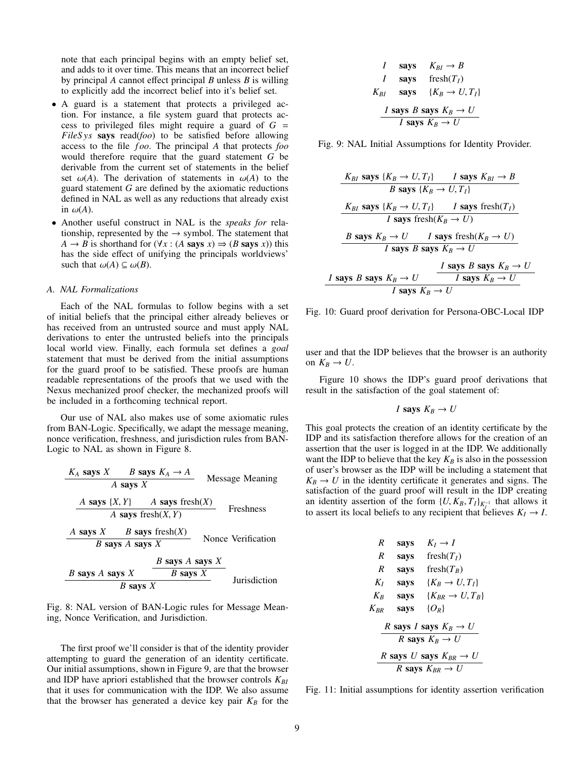note that each principal begins with an empty belief set, and adds to it over time. This means that an incorrect belief by principal $A$ cannot effect principal $B$ unless $B$ is willing to explicitly add the incorrect belief into it's belief set.

- A guard is a statement that protects a privileged action. For instance, a file system guard that protects access to privileged files might require a guard of $G = FileSys$ **says** read(*foo*) to be satisfied before allowing access to the file $foo$. The principal $A$ that protects *foo* would therefore require that the guard statement $G$ be derivable from the current set of statements in the belief set $\omega(A)$. The derivation of statements in $\omega(A)$ to the guard statement $G$ are defined by the axiomatic reductions defined in NAL as well as any reductions that already exist in $\omega(A)$.
- Another useful construct in NAL is the *speaks for* relationship, represented by the $\rightarrow$ symbol. The statement that $A \rightarrow B$ is shorthand for $(\forall x : (A \textbf{ says } x) \Rightarrow (B \textbf{ says } x))$ this has the side effect of unifying the principals worldviews' such that $\omega(A) \subseteq \omega(B)$.

### A. NAL Formalizations

Each of the NAL formulas to follow begins with a set of initial beliefs that the principal either already believes or has received from an untrusted source and must apply NAL derivations to enter the untrusted beliefs into the principals local world view. Finally, each formula set defines a *goal* statement that must be derived from the initial assumptions for the guard proof to be satisfied. These proofs are human readable representations of the proofs that we used with the Nexus mechanized proof checker, the mechanized proofs will be included in a forthcoming technical report.

Our use of NAL also makes use of some axiomatic rules from BAN-Logic. Specifically, we adapt the message meaning, nonce verification, freshness, and jurisdiction rules from BAN-Logic to NAL as shown in Figure 8.

$$\frac{K_A \textbf{ says } X \qquad B \textbf{ says } K_A \rightarrow A}{A \textbf{ says } X} \quad \text{Message Meaning}$$

$$\frac{A \textbf{ says } \{X, Y\} \qquad A \textbf{ says } \text{fresh}(X)}{A \textbf{ says } \text{fresh}(X, Y)} \quad \text{Freshness}$$

$$\frac{A \textbf{ says } X \qquad B \textbf{ says } \text{fresh}(X)}{B \textbf{ says } A \textbf{ says } X} \quad \text{Nonce Verification}$$

$$\frac{B \textbf{ says } A \textbf{ says } X \qquad \dfrac{B \textbf{ says } A \textbf{ says } X}{B \textbf{ says } X}}{B \textbf{ says } X} \quad \text{Jurisdiction}$$

Fig. 8: NAL version of BAN-Logic rules for Message Meaning, Nonce Verification, and Jurisdiction.

The first proof we'll consider is that of the identity provider attempting to guard the generation of an identity certificate. Our initial assumptions, shown in Figure 9, are that the browser and IDP have apriori established that the browser controls $K_{BI}$ that it uses for communication with the IDP. We also assume that the browser has generated a device key pair $K_B$ for the

$$\begin{array}{lll} I & \textbf{says} & K_{BI} \rightarrow B \\ I & \textbf{says} & \text{fresh}(T_I) \\ K_{BI} & \textbf{says} & \{K_B \rightarrow U, T_I\} \end{array}$$

$$\frac{I \textbf{ says } B \textbf{ says } K_B \rightarrow U}{I \textbf{ says } K_B \rightarrow U}$$

Fig. 9: NAL Initial Assumptions for Identity Provider.

$$\frac{K_{BI} \textbf{ says } \{K_B \rightarrow U, T_I\} \qquad I \textbf{ says } K_{BI} \rightarrow B}{B \textbf{ says } \{K_B \rightarrow U, T_I\}}$$

$$\frac{K_{BI} \textbf{ says } \{K_B \rightarrow U, T_I\} \qquad I \textbf{ says } \text{fresh}(T_I)}{I \textbf{ says } \text{fresh}(K_B \rightarrow U)}$$

$$\frac{B \textbf{ says } K_B \rightarrow U \qquad I \textbf{ says } \text{fresh}(K_B \rightarrow U)}{I \textbf{ says } B \textbf{ says } K_B \rightarrow U}$$

$$\frac{I \textbf{ says } B \textbf{ says } K_B \rightarrow U \qquad \dfrac{I \textbf{ says } B \textbf{ says } K_B \rightarrow U}{I \textbf{ says } K_B \rightarrow U}}{I \textbf{ says } K_B \rightarrow U}$$

Fig. 10: Guard proof derivation for Persona-OBC-Local IDP

user and that the IDP believes that the browser is an authority on $K_B \rightarrow U$.

Figure 10 shows the IDP's guard proof derivations that result in the satisfaction of the goal statement of:

$$I \textbf{ says } K_B \rightarrow U$$

This goal protects the creation of an identity certificate by the IDP and its satisfaction therefore allows for the creation of an assertion that the user is logged in at the IDP. We additionally want the IDP to believe that the key $K_B$ is also in the possession of user's browser as the IDP will be including a statement that $K_B \rightarrow U$ in the identity certificate it generates and signs. The satisfaction of the guard proof will result in the IDP creating an identity assertion of the form $\{U, K_B, T_I\}_{K_I^{-1}}$ that allows it to assert its local beliefs to any recipient that believes $K_I \rightarrow I$.

$$\begin{array}{lll} R & \textbf{says} & K_I \rightarrow I \\ R & \textbf{says} & \text{fresh}(T_I) \\ R & \textbf{says} & \text{fresh}(T_B) \\ K_I & \textbf{says} & \{K_B \rightarrow U, T_I\} \\ K_B & \textbf{says} & \{K_{BR} \rightarrow U, T_B\} \\ K_{BR} & \textbf{says} & \{O_R\} \end{array}$$

$$\frac{R \textbf{ says } I \textbf{ says } K_B \rightarrow U}{R \textbf{ says } K_B \rightarrow U}$$

$$\frac{R \textbf{ says } U \textbf{ says } K_{BR} \rightarrow U}{R \textbf{ says } K_{BR} \rightarrow U}$$

Fig. 11: Initial assumptions for identity assertion verification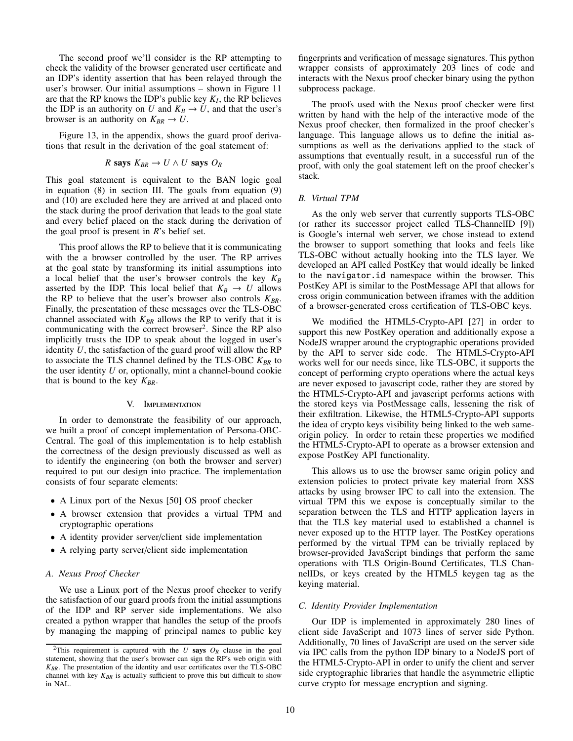The second proof we'll consider is the RP attempting to check the validity of the browser generated user certificate and an IDP's identity assertion that has been relayed through the user's browser. Our initial assumptions – shown in Figure 11 are that the RP knows the IDP's public key $K_I$, the RP believes the IDP is an authority on $U$ and $K_B \rightarrow U$, and that the user's browser is an authority on $K_{BR} \rightarrow U$.

Figure 13, in the appendix, shows the guard proof derivations that result in the derivation of the goal statement of:

$$R \textbf{ says } K_{BR} \rightarrow U \wedge U \textbf{ says } O_R$$

This goal statement is equivalent to the BAN logic goal in equation (8) in section III. The goals from equation (9) and (10) are excluded here they are arrived at and placed onto the stack during the proof derivation that leads to the goal state and every belief placed on the stack during the derivation of the goal proof is present in $R$'s belief set.

This proof allows the RP to believe that it is communicating with the a browser controlled by the user. The RP arrives at the goal state by transforming its initial assumptions into a local belief that the user's browser controls the key $K_B$ asserted by the IDP. This local belief that $K_B \rightarrow U$ allows the RP to believe that the user's browser also controls $K_{BR}$. Finally, the presentation of these messages over the TLS-OBC channel associated with $K_{BR}$ allows the RP to verify that it is communicating with the correct browser[2]. Since the RP also implicitly trusts the IDP to speak about the logged in user's identity $U$, the satisfaction of the guard proof will allow the RP to associate the TLS channel defined by the TLS-OBC $K_{BR}$ to the user identity $U$ or, optionally, mint a channel-bound cookie that is bound to the key $K_{BR}$.

## V. Implementation

In order to demonstrate the feasibility of our approach, we built a proof of concept implementation of Persona-OBC-Central. The goal of this implementation is to help establish the correctness of the design previously discussed as well as to identify the engineering (on both the browser and server) required to put our design into practice. The implementation consists of four separate elements:

- A Linux port of the Nexus [50] OS proof checker
- A browser extension that provides a virtual TPM and cryptographic operations
- A identity provider server/client side implementation
- A relying party server/client side implementation

### A. Nexus Proof Checker

We use a Linux port of the Nexus proof checker to verify the satisfaction of our guard proofs from the initial assumptions of the IDP and RP server side implementations. We also created a python wrapper that handles the setup of the proofs by managing the mapping of principal names to public key fingerprints and verification of message signatures. This python wrapper consists of approximately 203 lines of code and interacts with the Nexus proof checker binary using the python subprocess package.

The proofs used with the Nexus proof checker were first written by hand with the help of the interactive mode of the Nexus proof checker, then formalized in the proof checker's language. This language allows us to define the initial assumptions as well as the derivations applied to the stack of assumptions that eventually result, in a successful run of the proof, with only the goal statement left on the proof checker's stack.

### B. Virtual TPM

As the only web server that currently supports TLS-OBC (or rather its successor project called TLS-ChannelID [9]) is Google's internal web server, we chose instead to extend the browser to support something that looks and feels like TLS-OBC without actually hooking into the TLS layer. We developed an API called PostKey that would ideally be linked to the `navigator.id` namespace within the browser. This PostKey API is similar to the PostMessage API that allows for cross origin communication between iframes with the addition of a browser-generated cross certification of TLS-OBC keys.

We modified the HTML5-Crypto-API [27] in order to support this new PostKey operation and additionally expose a NodeJS wrapper around the cryptographic operations provided by the API to server side code. The HTML5-Crypto-API works well for our needs since, like TLS-OBC, it supports the concept of performing crypto operations where the actual keys are never exposed to javascript code, rather they are stored by the HTML5-Crypto-API and javascript performs actions with the stored keys via PostMessage calls, lessening the risk of their exfiltration. Likewise, the HTML5-Crypto-API supports the idea of crypto keys visibility being linked to the web same-origin policy. In order to retain these properties we modified the HTML5-Crypto-API to operate as a browser extension and expose PostKey API functionality.

This allows us to use the browser same origin policy and extension policies to protect private key material from XSS attacks by using browser IPC to call into the extension. The virtual TPM this we expose is conceptually similar to the separation between the TLS and HTTP application layers in that the TLS key material used to established a channel is never exposed up to the HTTP layer. The PostKey operations performed by the virtual TPM can be trivially replaced by browser-provided JavaScript bindings that perform the same operations with TLS Origin-Bound Certificates, TLS ChannelIDs, or keys created by the HTML5 keygen tag as the keying material.

### C. Identity Provider Implementation

Our IDP is implemented in approximately 280 lines of client side JavaScript and 1073 lines of server side Python. Additionally, 70 lines of JavaScript are used on the server side via IPC calls from the python IDP binary to a NodeJS port of the HTML5-Crypto-API in order to unify the client and server side cryptographic libraries that handle the asymmetric elliptic curve crypto for message encryption and signing.

---

[2] This requirement is captured with the $U$ **says** $O_R$ clause in the goal statement, showing that the user's browser can sign the RP's web origin with $K_{BR}$. The presentation of the identity and user certificates over the TLS-OBC channel with key $K_{BR}$ is actually sufficient to prove this but difficult to show in NAL.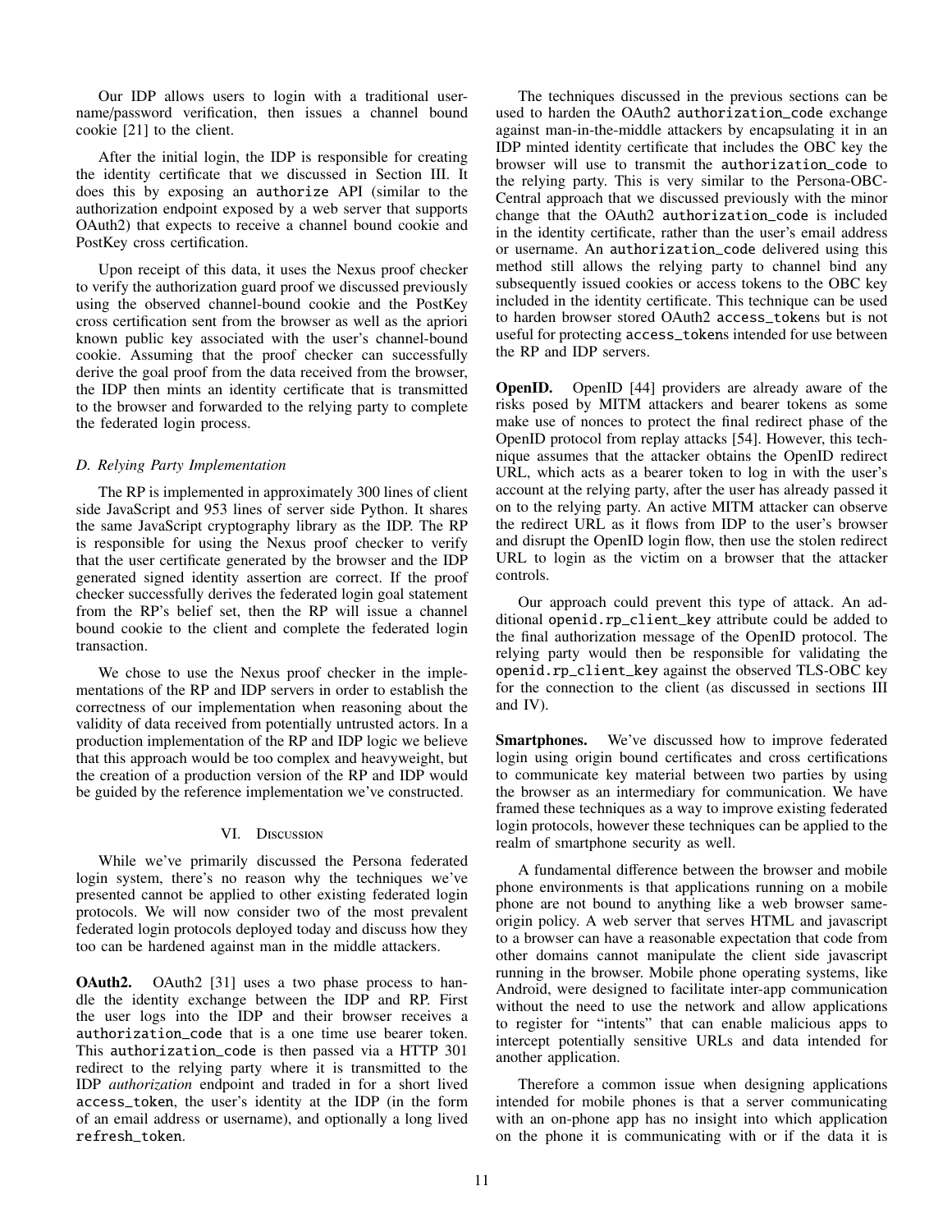Our IDP allows users to login with a traditional username/password verification, then issues a channel bound cookie [21] to the client.

After the initial login, the IDP is responsible for creating the identity certificate that we discussed in Section III. It does this by exposing an `authorize` API (similar to the authorization endpoint exposed by a web server that supports OAuth2) that expects to receive a channel bound cookie and PostKey cross certification.

Upon receipt of this data, it uses the Nexus proof checker to verify the authorization guard proof we discussed previously using the observed channel-bound cookie and the PostKey cross certification sent from the browser as well as the apriori known public key associated with the user's channel-bound cookie. Assuming that the proof checker can successfully derive the goal proof from the data received from the browser, the IDP then mints an identity certificate that is transmitted to the browser and forwarded to the relying party to complete the federated login process.

### *D. Relying Party Implementation*

The RP is implemented in approximately 300 lines of client side JavaScript and 953 lines of server side Python. It shares the same JavaScript cryptography library as the IDP. The RP is responsible for using the Nexus proof checker to verify that the user certificate generated by the browser and the IDP generated signed identity assertion are correct. If the proof checker successfully derives the federated login goal statement from the RP's belief set, then the RP will issue a channel bound cookie to the client and complete the federated login transaction.

We chose to use the Nexus proof checker in the implementations of the RP and IDP servers in order to establish the correctness of our implementation when reasoning about the validity of data received from potentially untrusted actors. In a production implementation of the RP and IDP logic we believe that this approach would be too complex and heavyweight, but the creation of a production version of the RP and IDP would be guided by the reference implementation we've constructed.

## VI. Discussion

While we've primarily discussed the Persona federated login system, there's no reason why the techniques we've presented cannot be applied to other existing federated login protocols. We will now consider two of the most prevalent federated login protocols deployed today and discuss how they too can be hardened against man in the middle attackers.

**OAuth2.** OAuth2 [31] uses a two phase process to handle the identity exchange between the IDP and RP. First the user logs into the IDP and their browser receives a `authorization_code` that is a one time use bearer token. This `authorization_code` is then passed via a HTTP 301 redirect to the relying party where it is transmitted to the IDP *authorization* endpoint and traded in for a short lived `access_token`, the user's identity at the IDP (in the form of an email address or username), and optionally a long lived `refresh_token`.

The techniques discussed in the previous sections can be used to harden the OAuth2 `authorization_code` exchange against man-in-the-middle attackers by encapsulating it in an IDP minted identity certificate that includes the OBC key the browser will use to transmit the `authorization_code` to the relying party. This is very similar to the Persona-OBC-Central approach that we discussed previously with the minor change that the OAuth2 `authorization_code` is included in the identity certificate, rather than the user's email address or username. An `authorization_code` delivered using this method still allows the relying party to channel bind any subsequently issued cookies or access tokens to the OBC key included in the identity certificate. This technique can be used to harden browser stored OAuth2 `access_token`s but is not useful for protecting `access_token`s intended for use between the RP and IDP servers.

**OpenID.** OpenID [44] providers are already aware of the risks posed by MITM attackers and bearer tokens as some make use of nonces to protect the final redirect phase of the OpenID protocol from replay attacks [54]. However, this technique assumes that the attacker obtains the OpenID redirect URL, which acts as a bearer token to log in with the user's account at the relying party, after the user has already passed it on to the relying party. An active MITM attacker can observe the redirect URL as it flows from IDP to the user's browser and disrupt the OpenID login flow, then use the stolen redirect URL to login as the victim on a browser that the attacker controls.

Our approach could prevent this type of attack. An additional `openid.rp_client_key` attribute could be added to the final authorization message of the OpenID protocol. The relying party would then be responsible for validating the `openid.rp_client_key` against the observed TLS-OBC key for the connection to the client (as discussed in sections III and IV).

**Smartphones.** We've discussed how to improve federated login using origin bound certificates and cross certifications to communicate key material between two parties by using the browser as an intermediary for communication. We have framed these techniques as a way to improve existing federated login protocols, however these techniques can be applied to the realm of smartphone security as well.

A fundamental difference between the browser and mobile phone environments is that applications running on a mobile phone are not bound to anything like a web browser same-origin policy. A web server that serves HTML and javascript to a browser can have a reasonable expectation that code from other domains cannot manipulate the client side javascript running in the browser. Mobile phone operating systems, like Android, were designed to facilitate inter-app communication without the need to use the network and allow applications to register for "intents" that can enable malicious apps to intercept potentially sensitive URLs and data intended for another application.

Therefore a common issue when designing applications intended for mobile phones is that a server communicating with an on-phone app has no insight into which application on the phone it is communicating with or if the data it is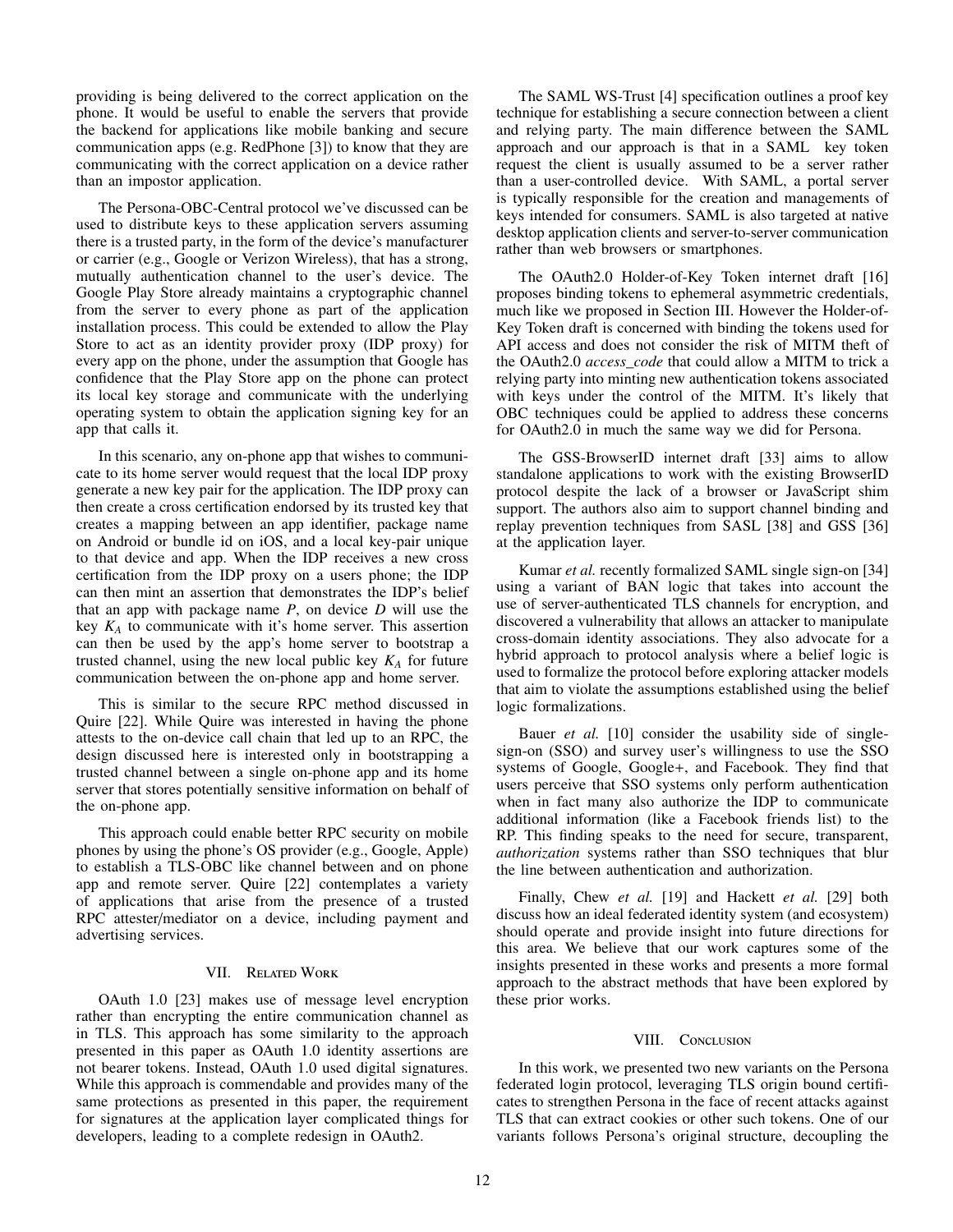providing is being delivered to the correct application on the phone. It would be useful to enable the servers that provide the backend for applications like mobile banking and secure communication apps (e.g. RedPhone [3]) to know that they are communicating with the correct application on a device rather than an impostor application.

The Persona-OBC-Central protocol we've discussed can be used to distribute keys to these application servers assuming there is a trusted party, in the form of the device's manufacturer or carrier (e.g., Google or Verizon Wireless), that has a strong, mutually authentication channel to the user's device. The Google Play Store already maintains a cryptographic channel from the server to every phone as part of the application installation process. This could be extended to allow the Play Store to act as an identity provider proxy (IDP proxy) for every app on the phone, under the assumption that Google has confidence that the Play Store app on the phone can protect its local key storage and communicate with the underlying operating system to obtain the application signing key for an app that calls it.

In this scenario, any on-phone app that wishes to communicate to its home server would request that the local IDP proxy generate a new key pair for the application. The IDP proxy can then create a cross certification endorsed by its trusted key that creates a mapping between an app identifier, package name on Android or bundle id on iOS, and a local key-pair unique to that device and app. When the IDP receives a new cross certification from the IDP proxy on a users phone; the IDP can then mint an assertion that demonstrates the IDP's belief that an app with package name $P$, on device $D$ will use the key $K_A$ to communicate with it's home server. This assertion can then be used by the app's home server to bootstrap a trusted channel, using the new local public key $K_A$ for future communication between the on-phone app and home server.

This is similar to the secure RPC method discussed in Quire [22]. While Quire was interested in having the phone attests to the on-device call chain that led up to an RPC, the design discussed here is interested only in bootstrapping a trusted channel between a single on-phone app and its home server that stores potentially sensitive information on behalf of the on-phone app.

This approach could enable better RPC security on mobile phones by using the phone's OS provider (e.g., Google, Apple) to establish a TLS-OBC like channel between and on phone app and remote server. Quire [22] contemplates a variety of applications that arise from the presence of a trusted RPC attester/mediator on a device, including payment and advertising services.

## VII. Related Work

OAuth 1.0 [23] makes use of message level encryption rather than encrypting the entire communication channel as in TLS. This approach has some similarity to the approach presented in this paper as OAuth 1.0 identity assertions are not bearer tokens. Instead, OAuth 1.0 used digital signatures. While this approach is commendable and provides many of the same protections as presented in this paper, the requirement for signatures at the application layer complicated things for developers, leading to a complete redesign in OAuth2.

The SAML WS-Trust [4] specification outlines a proof key technique for establishing a secure connection between a client and relying party. The main difference between the SAML approach and our approach is that in a SAML key token request the client is usually assumed to be a server rather than a user-controlled device. With SAML, a portal server is typically responsible for the creation and managements of keys intended for consumers. SAML is also targeted at native desktop application clients and server-to-server communication rather than web browsers or smartphones.

The OAuth2.0 Holder-of-Key Token internet draft [16] proposes binding tokens to ephemeral asymmetric credentials, much like we proposed in Section III. However the Holder-of-Key Token draft is concerned with binding the tokens used for API access and does not consider the risk of MITM theft of the OAuth2.0 *access_code* that could allow a MITM to trick a relying party into minting new authentication tokens associated with keys under the control of the MITM. It's likely that OBC techniques could be applied to address these concerns for OAuth2.0 in much the same way we did for Persona.

The GSS-BrowserID internet draft [33] aims to allow standalone applications to work with the existing BrowserID protocol despite the lack of a browser or JavaScript shim support. The authors also aim to support channel binding and replay prevention techniques from SASL [38] and GSS [36] at the application layer.

Kumar *et al.* recently formalized SAML single sign-on [34] using a variant of BAN logic that takes into account the use of server-authenticated TLS channels for encryption, and discovered a vulnerability that allows an attacker to manipulate cross-domain identity associations. They also advocate for a hybrid approach to protocol analysis where a belief logic is used to formalize the protocol before exploring attacker models that aim to violate the assumptions established using the belief logic formalizations.

Bauer *et al.* [10] consider the usability side of single-sign-on (SSO) and survey user's willingness to use the SSO systems of Google, Google+, and Facebook. They find that users perceive that SSO systems only perform authentication when in fact many also authorize the IDP to communicate additional information (like a Facebook friends list) to the RP. This finding speaks to the need for secure, transparent, *authorization* systems rather than SSO techniques that blur the line between authentication and authorization.

Finally, Chew *et al.* [19] and Hackett *et al.* [29] both discuss how an ideal federated identity system (and ecosystem) should operate and provide insight into future directions for this area. We believe that our work captures some of the insights presented in these works and presents a more formal approach to the abstract methods that have been explored by these prior works.

## VIII. Conclusion

In this work, we presented two new variants on the Persona federated login protocol, leveraging TLS origin bound certificates to strengthen Persona in the face of recent attacks against TLS that can extract cookies or other such tokens. One of our variants follows Persona's original structure, decoupling the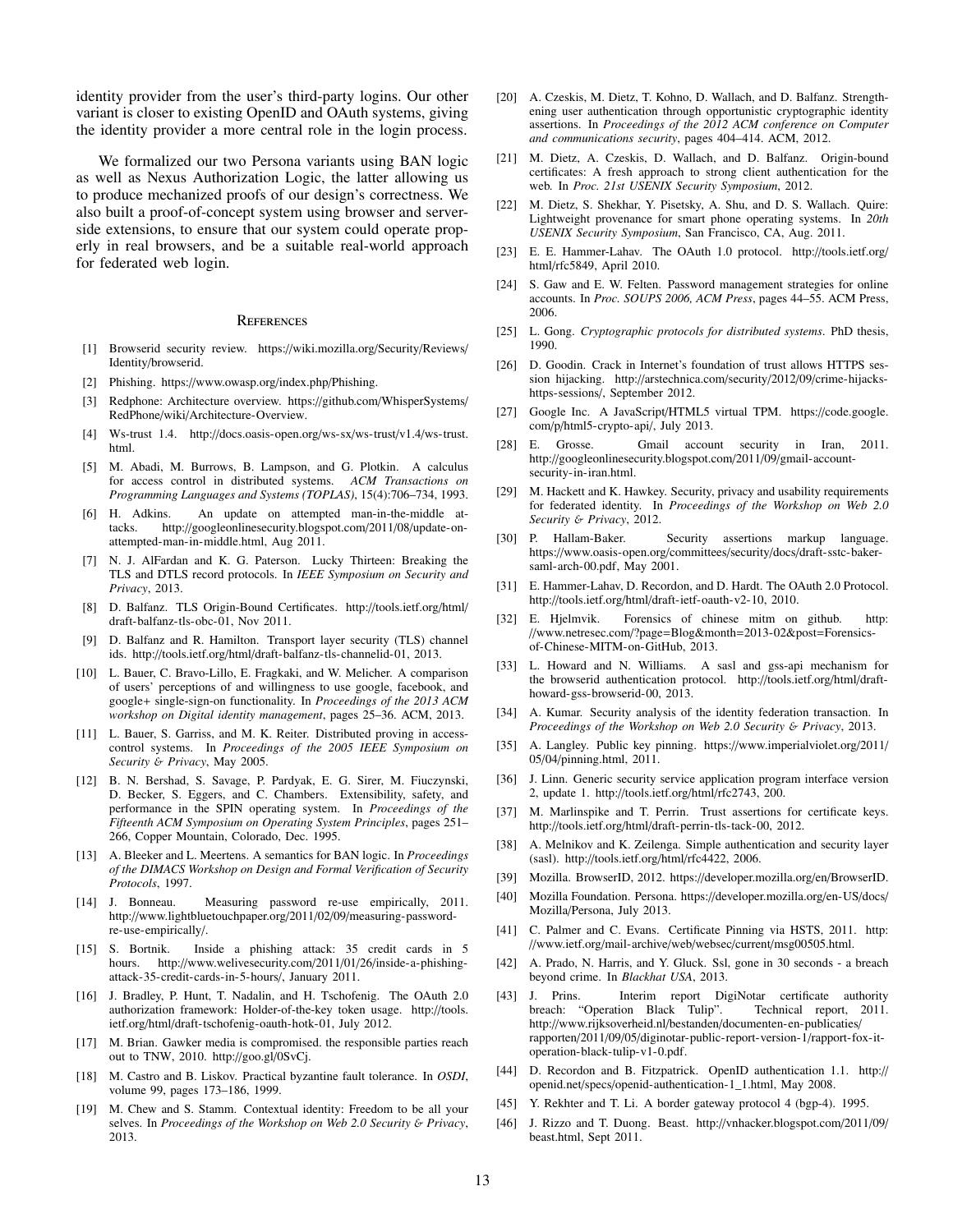identity provider from the user's third-party logins. Our other variant is closer to existing OpenID and OAuth systems, giving the identity provider a more central role in the login process.

We formalized our two Persona variants using BAN logic as well as Nexus Authorization Logic, the latter allowing us to produce mechanized proofs of our design's correctness. We also built a proof-of-concept system using browser and server-side extensions, to ensure that our system could operate properly in real browsers, and be a suitable real-world approach for federated web login.

## References

[1] Browserid security review. https://wiki.mozilla.org/Security/Reviews/Identity/browserid.

[2] Phishing. https://www.owasp.org/index.php/Phishing.

[3] Redphone: Architecture overview. https://github.com/WhisperSystems/RedPhone/wiki/Architecture-Overview.

[4] Ws-trust 1.4. http://docs.oasis-open.org/ws-sx/ws-trust/v1.4/ws-trust.html.

[5] M. Abadi, M. Burrows, B. Lampson, and G. Plotkin. A calculus for access control in distributed systems. *ACM Transactions on Programming Languages and Systems (TOPLAS)*, 15(4):706–734, 1993.

[6] H. Adkins. An update on attempted man-in-the-middle attacks. http://googleonlinesecurity.blogspot.com/2011/08/update-on-attempted-man-in-middle.html, Aug 2011.

[7] N. J. AlFardan and K. G. Paterson. Lucky Thirteen: Breaking the TLS and DTLS record protocols. In *IEEE Symposium on Security and Privacy*, 2013.

[8] D. Balfanz. TLS Origin-Bound Certificates. http://tools.ietf.org/html/draft-balfanz-tls-obc-01, Nov 2011.

[9] D. Balfanz and R. Hamilton. Transport layer security (TLS) channel ids. http://tools.ietf.org/html/draft-balfanz-tls-channelid-01, 2013.

[10] L. Bauer, C. Bravo-Lillo, E. Fragkaki, and W. Melicher. A comparison of users' perceptions of and willingness to use google, facebook, and google+ single-sign-on functionality. In *Proceedings of the 2013 ACM workshop on Digital identity management*, pages 25–36. ACM, 2013.

[11] L. Bauer, S. Garriss, and M. K. Reiter. Distributed proving in access-control systems. In *Proceedings of the 2005 IEEE Symposium on Security & Privacy*, May 2005.

[12] B. N. Bershad, S. Savage, P. Pardyak, E. G. Sirer, M. Fiuczynski, D. Becker, S. Eggers, and C. Chambers. Extensibility, safety, and performance in the SPIN operating system. In *Proceedings of the Fifteenth ACM Symposium on Operating System Principles*, pages 251–266, Copper Mountain, Colorado, Dec. 1995.

[13] A. Bleeker and L. Meertens. A semantics for BAN logic. In *Proceedings of the DIMACS Workshop on Design and Formal Verification of Security Protocols*, 1997.

[14] J. Bonneau. Measuring password re-use empirically, 2011. http://www.lightbluetouchpaper.org/2011/02/09/measuring-password-re-use-empirically/.

[15] S. Bortnik. Inside a phishing attack: 35 credit cards in 5 hours. http://www.welivesecurity.com/2011/01/26/inside-a-phishing-attack-35-credit-cards-in-5-hours/, January 2011.

[16] J. Bradley, P. Hunt, T. Nadalin, and H. Tschofenig. The OAuth 2.0 authorization framework: Holder-of-the-key token usage. http://tools.ietf.org/html/draft-tschofenig-oauth-hotk-01, July 2012.

[17] M. Brian. Gawker media is compromised. the responsible parties reach out to TNW, 2010. http://goo.gl/0SvCj.

[18] M. Castro and B. Liskov. Practical byzantine fault tolerance. In *OSDI*, volume 99, pages 173–186, 1999.

[19] M. Chew and S. Stamm. Contextual identity: Freedom to be all your selves. In *Proceedings of the Workshop on Web 2.0 Security & Privacy*, 2013.

[20] A. Czeskis, M. Dietz, T. Kohno, D. Wallach, and D. Balfanz. Strengthening user authentication through opportunistic cryptographic identity assertions. In *Proceedings of the 2012 ACM conference on Computer and communications security*, pages 404–414. ACM, 2012.

[21] M. Dietz, A. Czeskis, D. Wallach, and D. Balfanz. Origin-bound certificates: A fresh approach to strong client authentication for the web. In *Proc. 21st USENIX Security Symposium*, 2012.

[22] M. Dietz, S. Shekhar, Y. Pisetsky, A. Shu, and D. S. Wallach. Quire: Lightweight provenance for smart phone operating systems. In *20th USENIX Security Symposium*, San Francisco, CA, Aug. 2011.

[23] E. E. Hammer-Lahav. The OAuth 1.0 protocol. http://tools.ietf.org/html/rfc5849, April 2010.

[24] S. Gaw and E. W. Felten. Password management strategies for online accounts. In *Proc. SOUPS 2006, ACM Press*, pages 44–55. ACM Press, 2006.

[25] L. Gong. *Cryptographic protocols for distributed systems*. PhD thesis, 1990.

[26] D. Goodin. Crack in Internet's foundation of trust allows HTTPS session hijacking. http://arstechnica.com/security/2012/09/crime-hijacks-https-sessions/, September 2012.

[27] Google Inc. A JavaScript/HTML5 virtual TPM. https://code.google.com/p/html5-crypto-api/, July 2013.

[28] E. Grosse. Gmail account security in Iran, 2011. http://googleonlinesecurity.blogspot.com/2011/09/gmail-account-security-in-iran.html.

[29] M. Hackett and K. Hawkey. Security, privacy and usability requirements for federated identity. In *Proceedings of the Workshop on Web 2.0 Security & Privacy*, 2012.

[30] P. Hallam-Baker. Security assertions markup language. https://www.oasis-open.org/committees/security/docs/draft-sstc-baker-saml-arch-00.pdf, May 2001.

[31] E. Hammer-Lahav, D. Recordon, and D. Hardt. The OAuth 2.0 Protocol. http://tools.ietf.org/html/draft-ietf-oauth-v2-10, 2010.

[32] E. Hjelmvik. Forensics of chinese mitm on github. http://www.netresec.com/?page=Blog&month=2013-02&post=Forensics-of-Chinese-MITM-on-GitHub, 2013.

[33] L. Howard and N. Williams. A sasl and gss-api mechanism for the browserid authentication protocol. http://tools.ietf.org/html/draft-howard-gss-browserid-00, 2013.

[34] A. Kumar. Security analysis of the identity federation transaction. In *Proceedings of the Workshop on Web 2.0 Security & Privacy*, 2013.

[35] A. Langley. Public key pinning. https://www.imperialviolet.org/2011/05/04/pinning.html, 2011.

[36] J. Linn. Generic security service application program interface version 2, update 1. http://tools.ietf.org/html/rfc2743, 200.

[37] M. Marlinspike and T. Perrin. Trust assertions for certificate keys. http://tools.ietf.org/html/draft-perrin-tls-tack-00, 2012.

[38] A. Melnikov and K. Zeilenga. Simple authentication and security layer (sasl). http://tools.ietf.org/html/rfc4422, 2006.

[39] Mozilla. BrowserID, 2012. https://developer.mozilla.org/en/BrowserID.

[40] Mozilla Foundation. Persona. https://developer.mozilla.org/en-US/docs/Mozilla/Persona, July 2013.

[41] C. Palmer and C. Evans. Certificate Pinning via HSTS, 2011. http://www.ietf.org/mail-archive/web/websec/current/msg00505.html.

[42] A. Prado, N. Harris, and Y. Gluck. Ssl, gone in 30 seconds - a breach beyond crime. In *Blackhat USA*, 2013.

[43] J. Prins. Interim report DigiNotar certificate authority breach: "Operation Black Tulip". Technical report, 2011. http://www.rijksoverheid.nl/bestanden/documenten-en-publicaties/rapporten/2011/09/05/diginotar-public-report-version-1/rapport-fox-it-operation-black-tulip-v1-0.pdf.

[44] D. Recordon and B. Fitzpatrick. OpenID authentication 1.1. http://openid.net/specs/openid-authentication-1_1.html, May 2008.

[45] Y. Rekhter and T. Li. A border gateway protocol 4 (bgp-4). 1995.

[46] J. Rizzo and T. Duong. Beast. http://vnhacker.blogspot.com/2011/09/beast.html, Sept 2011.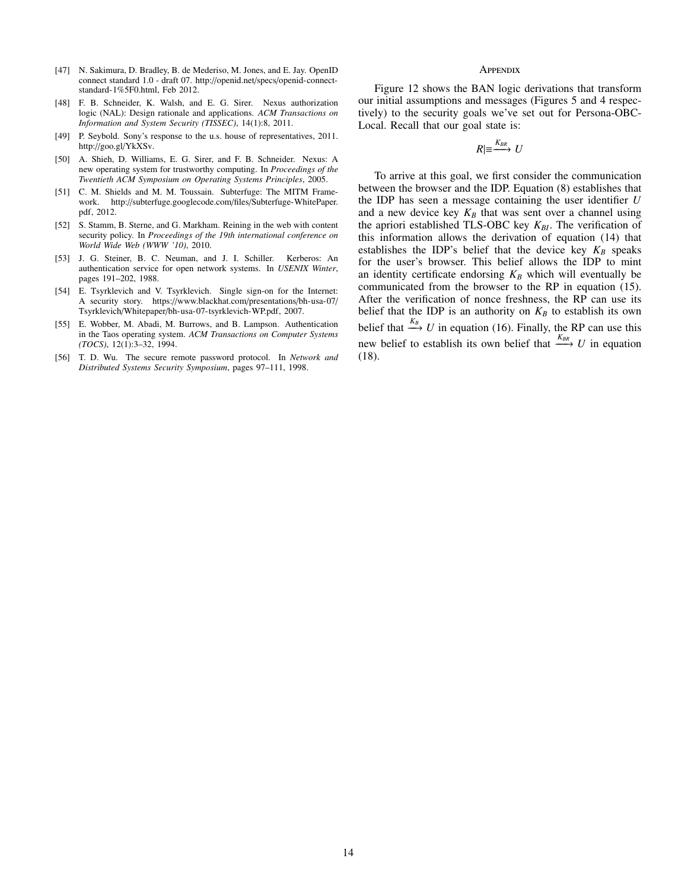[47] N. Sakimura, D. Bradley, B. de Mederiso, M. Jones, and E. Jay. OpenID connect standard 1.0 - draft 07. http://openid.net/specs/openid-connect-standard-1%5F0.html, Feb 2012.

[48] F. B. Schneider, K. Walsh, and E. G. Sirer. Nexus authorization logic (NAL): Design rationale and applications. *ACM Transactions on Information and System Security (TISSEC)*, 14(1):8, 2011.

[49] P. Seybold. Sony's response to the u.s. house of representatives, 2011. http://goo.gl/YkXSv.

[50] A. Shieh, D. Williams, E. G. Sirer, and F. B. Schneider. Nexus: A new operating system for trustworthy computing. In *Proceedings of the Twentieth ACM Symposium on Operating Systems Principles*, 2005.

[51] C. M. Shields and M. M. Toussain. Subterfuge: The MITM Framework. http://subterfuge.googlecode.com/files/Subterfuge-WhitePaper.pdf, 2012.

[52] S. Stamm, B. Sterne, and G. Markham. Reining in the web with content security policy. In *Proceedings of the 19th international conference on World Wide Web (WWW '10)*, 2010.

[53] J. G. Steiner, B. C. Neuman, and J. I. Schiller. Kerberos: An authentication service for open network systems. In *USENIX Winter*, pages 191–202, 1988.

[54] E. Tsyrklevich and V. Tsyrklevich. Single sign-on for the Internet: A security story. https://www.blackhat.com/presentations/bh-usa-07/Tsyrklevich/Whitepaper/bh-usa-07-tsyrklevich-WP.pdf, 2007.

[55] E. Wobber, M. Abadi, M. Burrows, and B. Lampson. Authentication in the Taos operating system. *ACM Transactions on Computer Systems (TOCS)*, 12(1):3–32, 1994.

[56] T. D. Wu. The secure remote password protocol. In *Network and Distributed Systems Security Symposium*, pages 97–111, 1998.

## Appendix

Figure 12 shows the BAN logic derivations that transform our initial assumptions and messages (Figures 5 and 4 respectively) to the security goals we've set out for Persona-OBC-Local. Recall that our goal state is:

$$R| \equiv \xrightarrow{K_{BR}} U$$

To arrive at this goal, we first consider the communication between the browser and the IDP. Equation (8) establishes that the IDP has seen a message containing the user identifier $U$ and a new device key $K_B$ that was sent over a channel using the apriori established TLS-OBC key $K_{BI}$. The verification of this information allows the derivation of equation (14) that establishes the IDP's belief that the device key $K_B$ speaks for the user's browser. This belief allows the IDP to mint an identity certificate endorsing $K_B$ which will eventually be communicated from the browser to the RP in equation (15). After the verification of nonce freshness, the RP can use its belief that the IDP is an authority on $K_B$ to establish its own belief that $\xrightarrow{K_B} U$ in equation (16). Finally, the RP can use this new belief to establish its own belief that $\xrightarrow{K_{BR}} U$ in equation (18).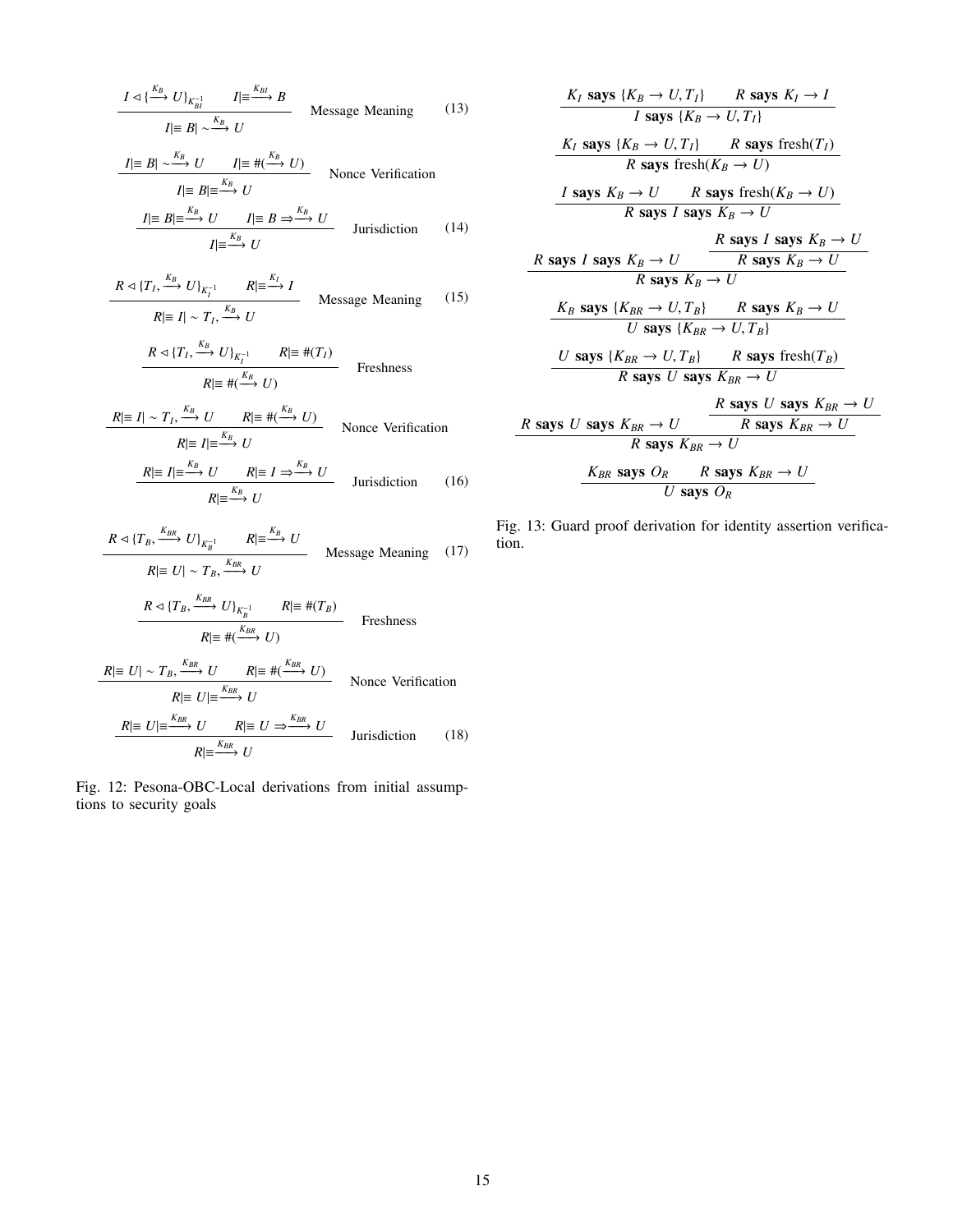$$\frac{I \triangleleft \{\xrightarrow{K_B} U\}_{K_{BI}^{-1}} \qquad I|\equiv \xrightarrow{K_{BI}} B}{I|\equiv B| \sim\xrightarrow{K_B} U} \quad \text{Message Meaning} \tag{13}$$

$$\frac{I|\equiv B| \sim\xrightarrow{K_B} U \qquad I|\equiv \#(\xrightarrow{K_B} U)}{I|\equiv B|\equiv\xrightarrow{K_B} U} \quad \text{Nonce Verification}$$

$$\frac{I|\equiv B|\equiv\xrightarrow{K_B} U \qquad I|\equiv B \Rightarrow\xrightarrow{K_B} U}{I|\equiv\xrightarrow{K_B} U} \quad \text{Jurisdiction} \tag{14}$$

$$\frac{R \triangleleft \{T_I, \xrightarrow{K_B} U\}_{K_I^{-1}} \qquad R|\equiv\xrightarrow{K_I} I}{R|\equiv I| \sim T_I, \xrightarrow{K_B} U} \quad \text{Message Meaning} \tag{15}$$

$$\frac{R \triangleleft \{T_I, \xrightarrow{K_B} U\}_{K_I^{-1}} \qquad R|\equiv \#(T_I)}{R|\equiv \#(\xrightarrow{K_B} U)} \quad \text{Freshness}$$

$$\frac{R|\equiv I| \sim T_I, \xrightarrow{K_B} U \qquad R|\equiv \#(\xrightarrow{K_B} U)}{R|\equiv I|\equiv\xrightarrow{K_B} U} \quad \text{Nonce Verification}$$

$$\frac{R|\equiv I|\equiv\xrightarrow{K_B} U \qquad R|\equiv I \Rightarrow\xrightarrow{K_B} U}{R|\equiv\xrightarrow{K_B} U} \quad \text{Jurisdiction} \tag{16}$$

$$\frac{R \triangleleft \{T_B, \xrightarrow{K_{BR}} U\}_{K_B^{-1}} \qquad R|\equiv\xrightarrow{K_B} U}{R|\equiv U| \sim T_B, \xrightarrow{K_{BR}} U} \quad \text{Message Meaning} \tag{17}$$

$$\frac{R \triangleleft \{T_B, \xrightarrow{K_{BR}} U\}_{K_B^{-1}} \qquad R|\equiv \#(T_B)}{R|\equiv \#(\xrightarrow{K_{BR}} U)} \quad \text{Freshness}$$

$$\frac{R|\equiv U| \sim T_B, \xrightarrow{K_{BR}} U \qquad R|\equiv \#(\xrightarrow{K_{BR}} U)}{R|\equiv U|\equiv\xrightarrow{K_{BR}} U} \quad \text{Nonce Verification}$$

$$\frac{R|\equiv U|\equiv\xrightarrow{K_{BR}} U \qquad R|\equiv U \Rightarrow\xrightarrow{K_{BR}} U}{R|\equiv\xrightarrow{K_{BR}} U} \quad \text{Jurisdiction} \tag{18}$$

Fig. 12: Pesona-OBC-Local derivations from initial assumptions to security goals

$$\frac{K_I \textbf{ says } \{K_B \to U, T_I\} \qquad R \textbf{ says } K_I \to I}{I \textbf{ says } \{K_B \to U, T_I\}}$$

$$\frac{K_I \textbf{ says } \{K_B \to U, T_I\} \qquad R \textbf{ says } \text{fresh}(T_I)}{R \textbf{ says } \text{fresh}(K_B \to U)}$$

$$\frac{I \textbf{ says } K_B \to U \qquad R \textbf{ says } \text{fresh}(K_B \to U)}{R \textbf{ says } I \textbf{ says } K_B \to U}$$

$$\frac{R \textbf{ says } I \textbf{ says } K_B \to U \qquad \dfrac{R \textbf{ says } I \textbf{ says } K_B \to U}{R \textbf{ says } K_B \to U}}{R \textbf{ says } K_B \to U}$$

$$\frac{K_B \textbf{ says } \{K_{BR} \to U, T_B\} \qquad R \textbf{ says } K_B \to U}{U \textbf{ says } \{K_{BR} \to U, T_B\}}$$

$$\frac{U \textbf{ says } \{K_{BR} \to U, T_B\} \qquad R \textbf{ says } \text{fresh}(T_B)}{R \textbf{ says } U \textbf{ says } K_{BR} \to U}$$

$$\frac{R \textbf{ says } U \textbf{ says } K_{BR} \to U \qquad \dfrac{R \textbf{ says } U \textbf{ says } K_{BR} \to U}{R \textbf{ says } K_{BR} \to U}}{R \textbf{ says } K_{BR} \to U}$$

$$\frac{K_{BR} \textbf{ says } O_R \qquad R \textbf{ says } K_{BR} \to U}{U \textbf{ says } O_R}$$

Fig. 13: Guard proof derivation for identity assertion verification.